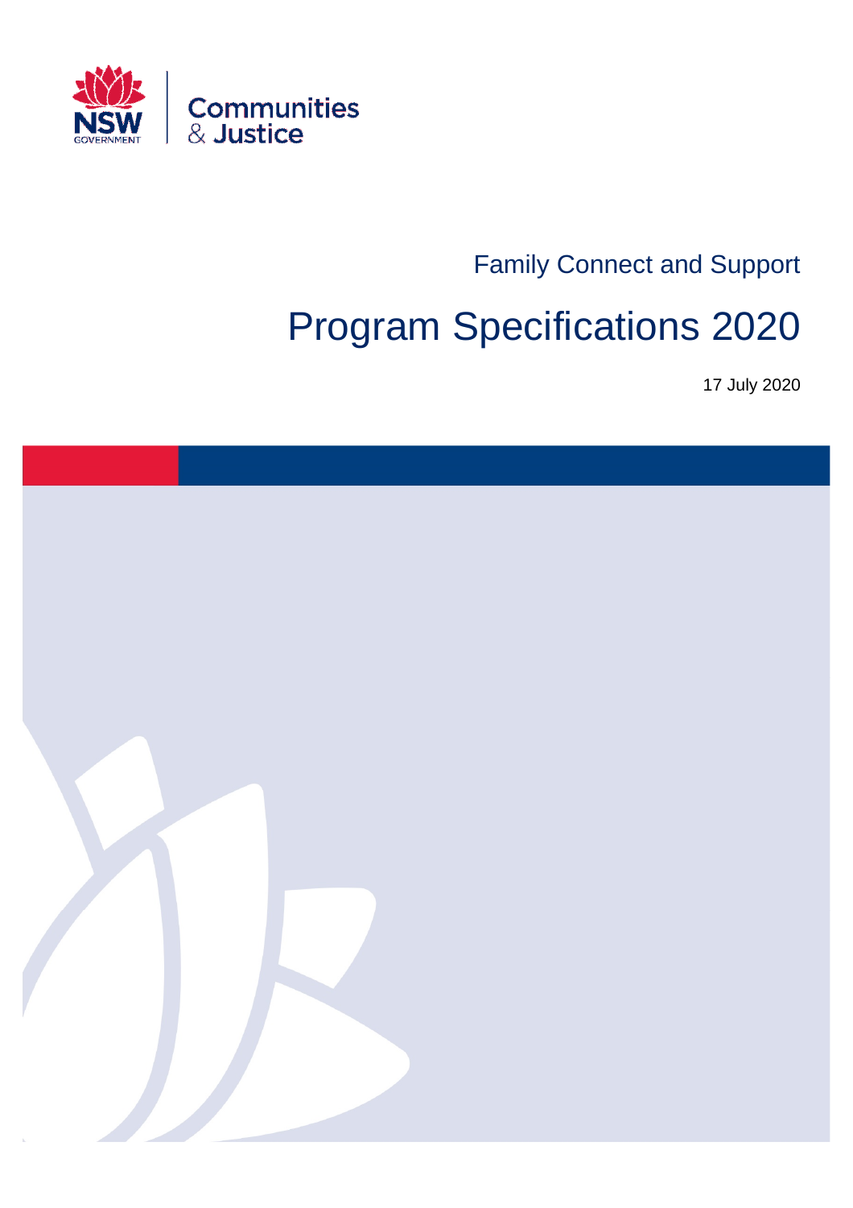NSW GOVERNMENT | Communities & Justice

Family Connect and Support

# Program Specifications 2020

17 July 2020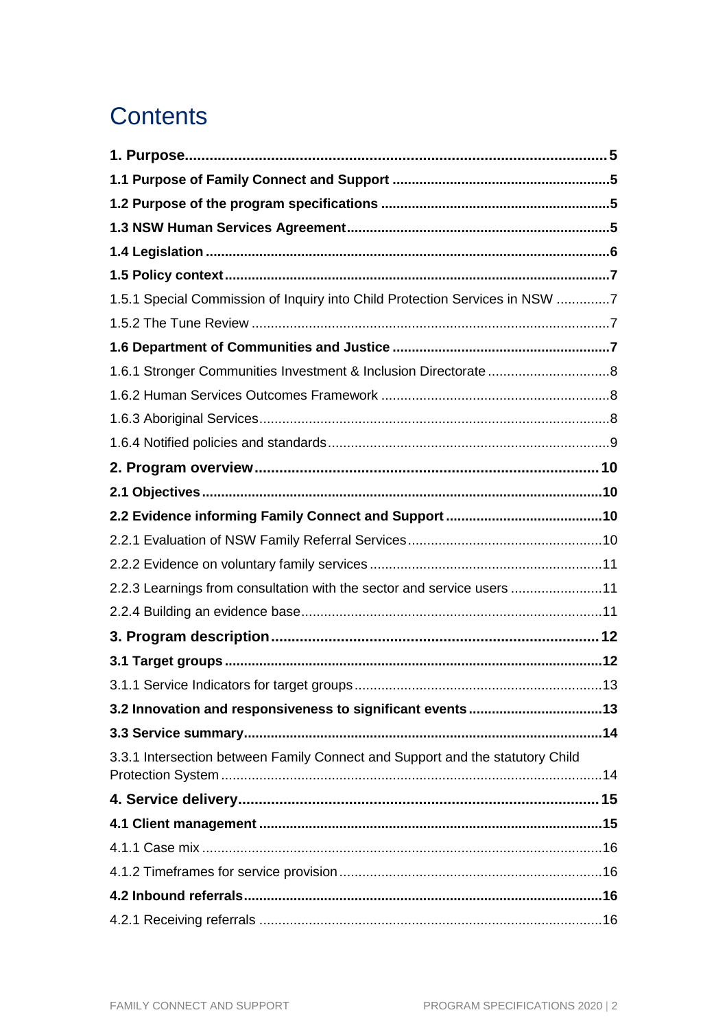# Contents

**1. Purpose...................................................................................................5**

**1.1 Purpose of Family Connect and Support .........................................................5**

**1.2 Purpose of the program specifications ..........................................................5**

**1.3 NSW Human Services Agreement....................................................................5**

**1.4 Legislation ........................................................................................................6**

**1.5 Policy context...................................................................................................7**

1.5.1 Special Commission of Inquiry into Child Protection Services in NSW .............7

1.5.2 The Tune Review .............................................................................................7

**1.6 Department of Communities and Justice ........................................................7**

1.6.1 Stronger Communities Investment & Inclusion Directorate ................................8

1.6.2 Human Services Outcomes Framework ............................................................8

1.6.3 Aboriginal Services...........................................................................................8

1.6.4 Notified policies and standards.........................................................................9

**2. Program overview...................................................................................10**

**2.1 Objectives.......................................................................................................10**

**2.2 Evidence informing Family Connect and Support .........................................10**

2.2.1 Evaluation of NSW Family Referral Services...................................................10

2.2.2 Evidence on voluntary family services .............................................................11

2.2.3 Learnings from consultation with the sector and service users ........................11

2.2.4 Building an evidence base...............................................................................11

**3. Program description...............................................................................12**

**3.1 Target groups.................................................................................................12**

3.1.1 Service Indicators for target groups.................................................................13

**3.2 Innovation and responsiveness to significant events ...................................13**

**3.3 Service summary............................................................................................14**

3.3.1 Intersection between Family Connect and Support and the statutory Child Protection System ...................................................................................................14

**4. Service delivery.......................................................................................15**

**4.1 Client management .........................................................................................15**

4.1.1 Case mix ........................................................................................................16

4.1.2 Timeframes for service provision.....................................................................16

**4.2 Inbound referrals............................................................................................16**

4.2.1 Receiving referrals ..........................................................................................16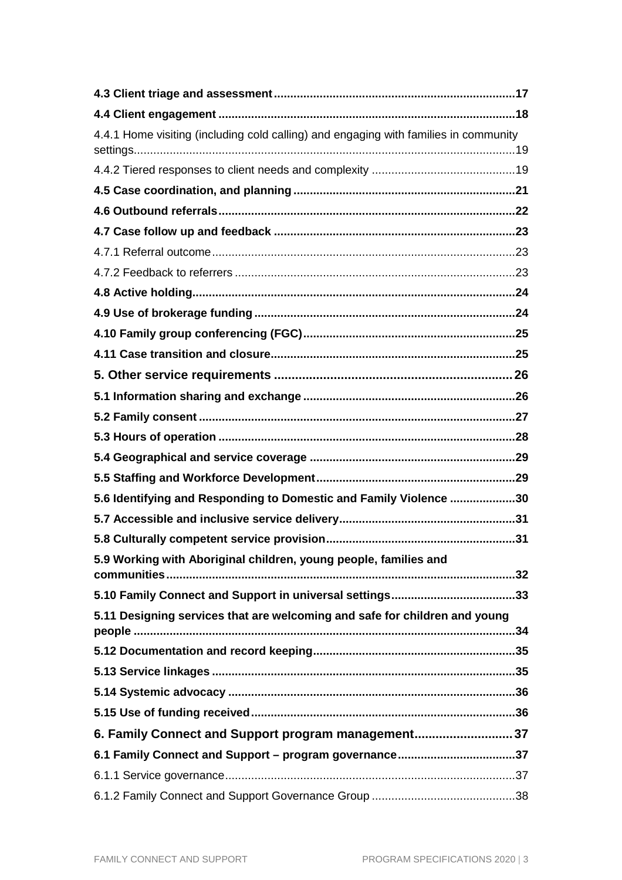**4.3 Client triage and assessment**......................................................................17

**4.4 Client engagement**.....................................................................................18

4.4.1 Home visiting (including cold calling) and engaging with families in community settings.......................................................................................................19

4.4.2 Tiered responses to client needs and complexity ...........................................19

**4.5 Case coordination, and planning**................................................................21

**4.6 Outbound referrals**.....................................................................................22

**4.7 Case follow up and feedback**.....................................................................23

4.7.1 Referral outcome.........................................................................................23

4.7.2 Feedback to referrers ..................................................................................23

**4.8 Active holding**.............................................................................................24

**4.9 Use of brokerage funding**...........................................................................24

**4.10 Family group conferencing (FGC)**..............................................................25

**4.11 Case transition and closure**.......................................................................25

**5. Other service requirements**..........................................................................26

**5.1 Information sharing and exchange**.............................................................26

**5.2 Family consent**...........................................................................................27

**5.3 Hours of operation**......................................................................................28

**5.4 Geographical and service coverage**............................................................29

**5.5 Staffing and Workforce Development**..........................................................29

**5.6 Identifying and Responding to Domestic and Family Violence**......................30

**5.7 Accessible and inclusive service delivery**....................................................31

**5.8 Culturally competent service provision**........................................................31

**5.9 Working with Aboriginal children, young people, families and communities**......32

**5.10 Family Connect and Support in universal settings**......................................33

**5.11 Designing services that are welcoming and safe for children and young people**......34

**5.12 Documentation and record keeping**...........................................................35

**5.13 Service linkages**.......................................................................................35

**5.14 Systemic advocacy**...................................................................................36

**5.15 Use of funding received**............................................................................36

**6. Family Connect and Support program management**.......................................37

**6.1 Family Connect and Support – program governance**....................................37

6.1.1 Service governance......................................................................................37

6.1.2 Family Connect and Support Governance Group ...........................................38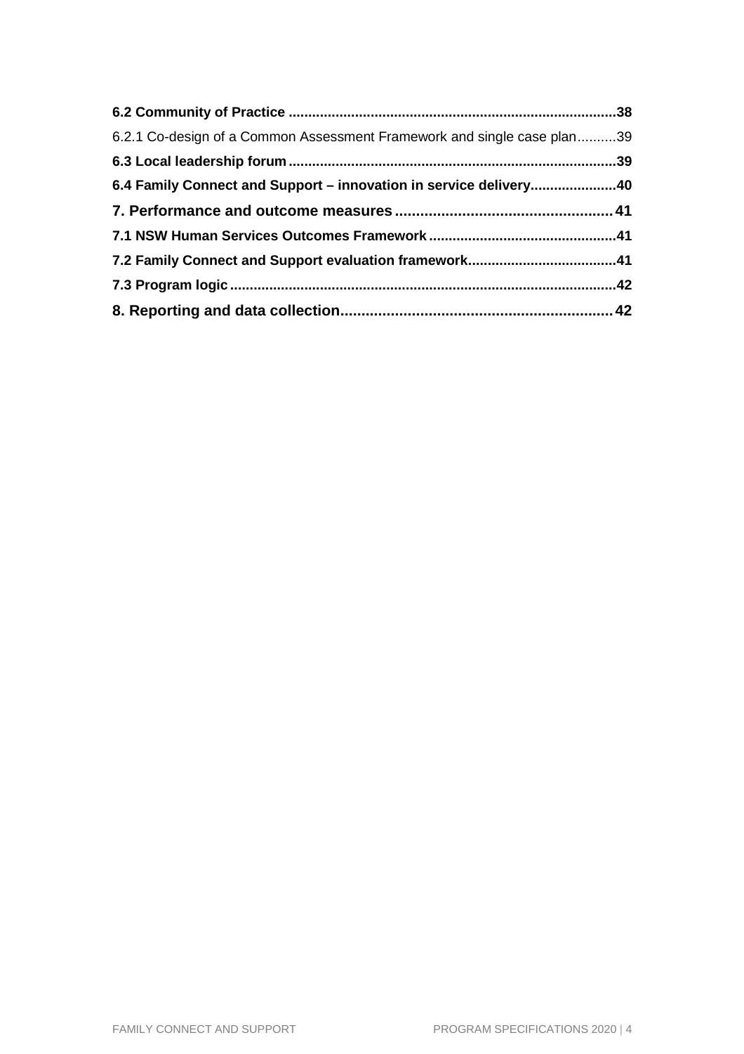**6.2 Community of Practice** ....................................................................................38

6.2.1 Co-design of a Common Assessment Framework and single case plan..........39

**6.3 Local leadership forum** ....................................................................................39

**6.4 Family Connect and Support – innovation in service delivery**......................40

**7. Performance and outcome measures** ....................................................41

**7.1 NSW Human Services Outcomes Framework** ................................................41

**7.2 Family Connect and Support evaluation framework**......................................41

**7.3 Program logic** ....................................................................................................42

**8. Reporting and data collection**.................................................................42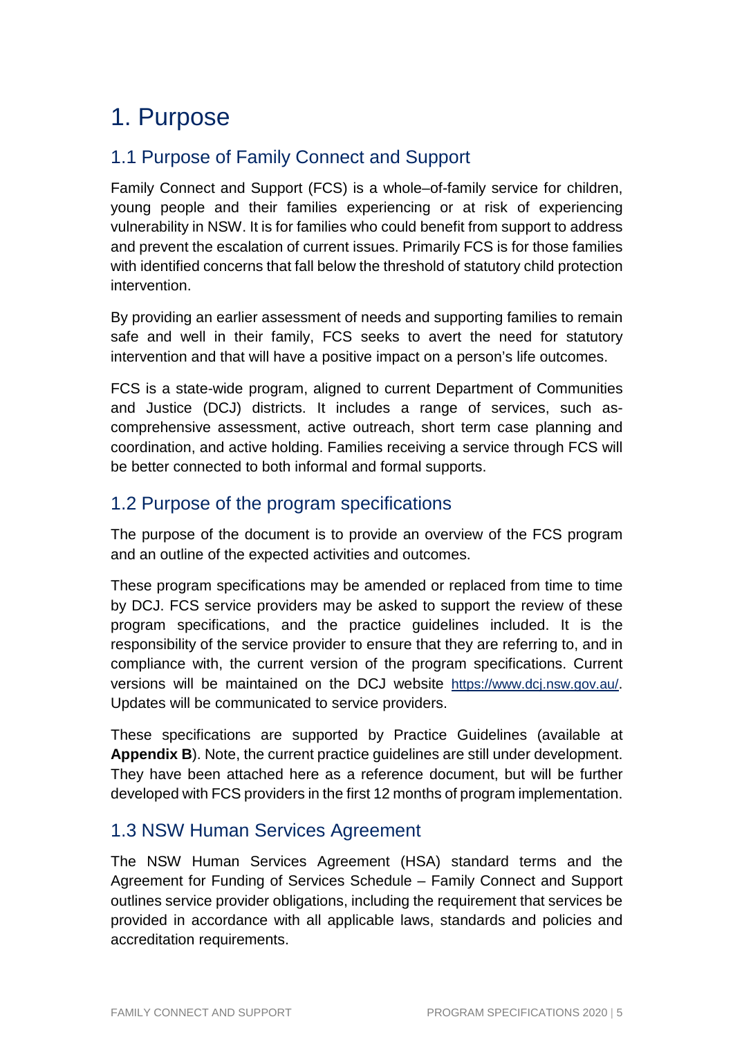# 1. Purpose

## 1.1 Purpose of Family Connect and Support

Family Connect and Support (FCS) is a whole–of-family service for children, young people and their families experiencing or at risk of experiencing vulnerability in NSW. It is for families who could benefit from support to address and prevent the escalation of current issues. Primarily FCS is for those families with identified concerns that fall below the threshold of statutory child protection intervention.

By providing an earlier assessment of needs and supporting families to remain safe and well in their family, FCS seeks to avert the need for statutory intervention and that will have a positive impact on a person's life outcomes.

FCS is a state-wide program, aligned to current Department of Communities and Justice (DCJ) districts. It includes a range of services, such as-comprehensive assessment, active outreach, short term case planning and coordination, and active holding. Families receiving a service through FCS will be better connected to both informal and formal supports.

## 1.2 Purpose of the program specifications

The purpose of the document is to provide an overview of the FCS program and an outline of the expected activities and outcomes.

These program specifications may be amended or replaced from time to time by DCJ. FCS service providers may be asked to support the review of these program specifications, and the practice guidelines included. It is the responsibility of the service provider to ensure that they are referring to, and in compliance with, the current version of the program specifications. Current versions will be maintained on the DCJ website https://www.dcj.nsw.gov.au/. Updates will be communicated to service providers.

These specifications are supported by Practice Guidelines (available at **Appendix B**). Note, the current practice guidelines are still under development. They have been attached here as a reference document, but will be further developed with FCS providers in the first 12 months of program implementation.

## 1.3 NSW Human Services Agreement

The NSW Human Services Agreement (HSA) standard terms and the Agreement for Funding of Services Schedule – Family Connect and Support outlines service provider obligations, including the requirement that services be provided in accordance with all applicable laws, standards and policies and accreditation requirements.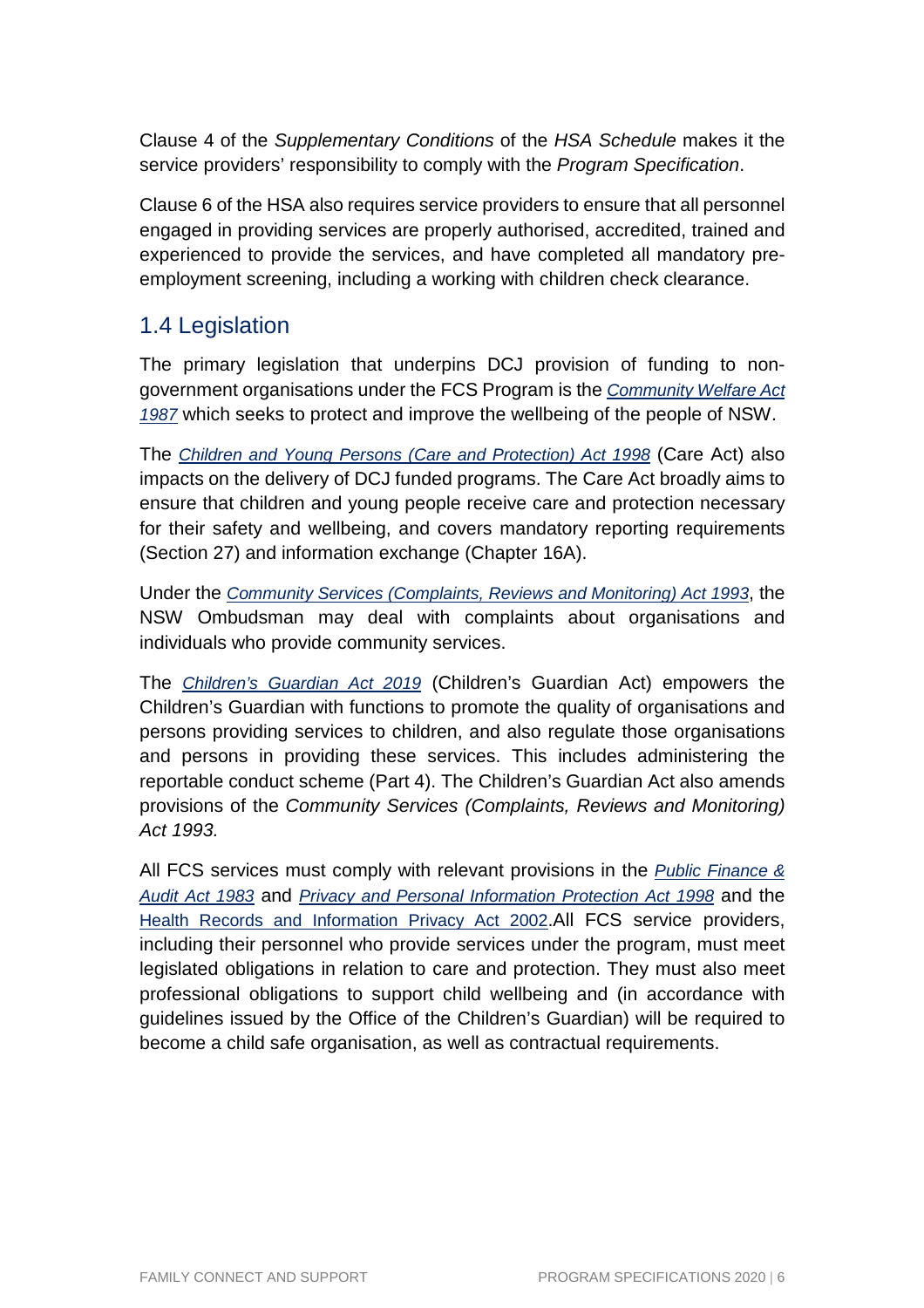Clause 4 of the *Supplementary Conditions* of the *HSA Schedule* makes it the service providers' responsibility to comply with the *Program Specification*.

Clause 6 of the HSA also requires service providers to ensure that all personnel engaged in providing services are properly authorised, accredited, trained and experienced to provide the services, and have completed all mandatory pre-employment screening, including a working with children check clearance.

## 1.4 Legislation

The primary legislation that underpins DCJ provision of funding to non-government organisations under the FCS Program is the *Community Welfare Act 1987* which seeks to protect and improve the wellbeing of the people of NSW.

The *Children and Young Persons (Care and Protection) Act 1998* (Care Act) also impacts on the delivery of DCJ funded programs. The Care Act broadly aims to ensure that children and young people receive care and protection necessary for their safety and wellbeing, and covers mandatory reporting requirements (Section 27) and information exchange (Chapter 16A).

Under the *Community Services (Complaints, Reviews and Monitoring) Act 1993*, the NSW Ombudsman may deal with complaints about organisations and individuals who provide community services.

The *Children's Guardian Act 2019* (Children's Guardian Act) empowers the Children's Guardian with functions to promote the quality of organisations and persons providing services to children, and also regulate those organisations and persons in providing these services. This includes administering the reportable conduct scheme (Part 4). The Children's Guardian Act also amends provisions of the *Community Services (Complaints, Reviews and Monitoring) Act 1993.*

All FCS services must comply with relevant provisions in the *Public Finance & Audit Act 1983* and *Privacy and Personal Information Protection Act 1998* and the Health Records and Information Privacy Act 2002.All FCS service providers, including their personnel who provide services under the program, must meet legislated obligations in relation to care and protection. They must also meet professional obligations to support child wellbeing and (in accordance with guidelines issued by the Office of the Children's Guardian) will be required to become a child safe organisation, as well as contractual requirements.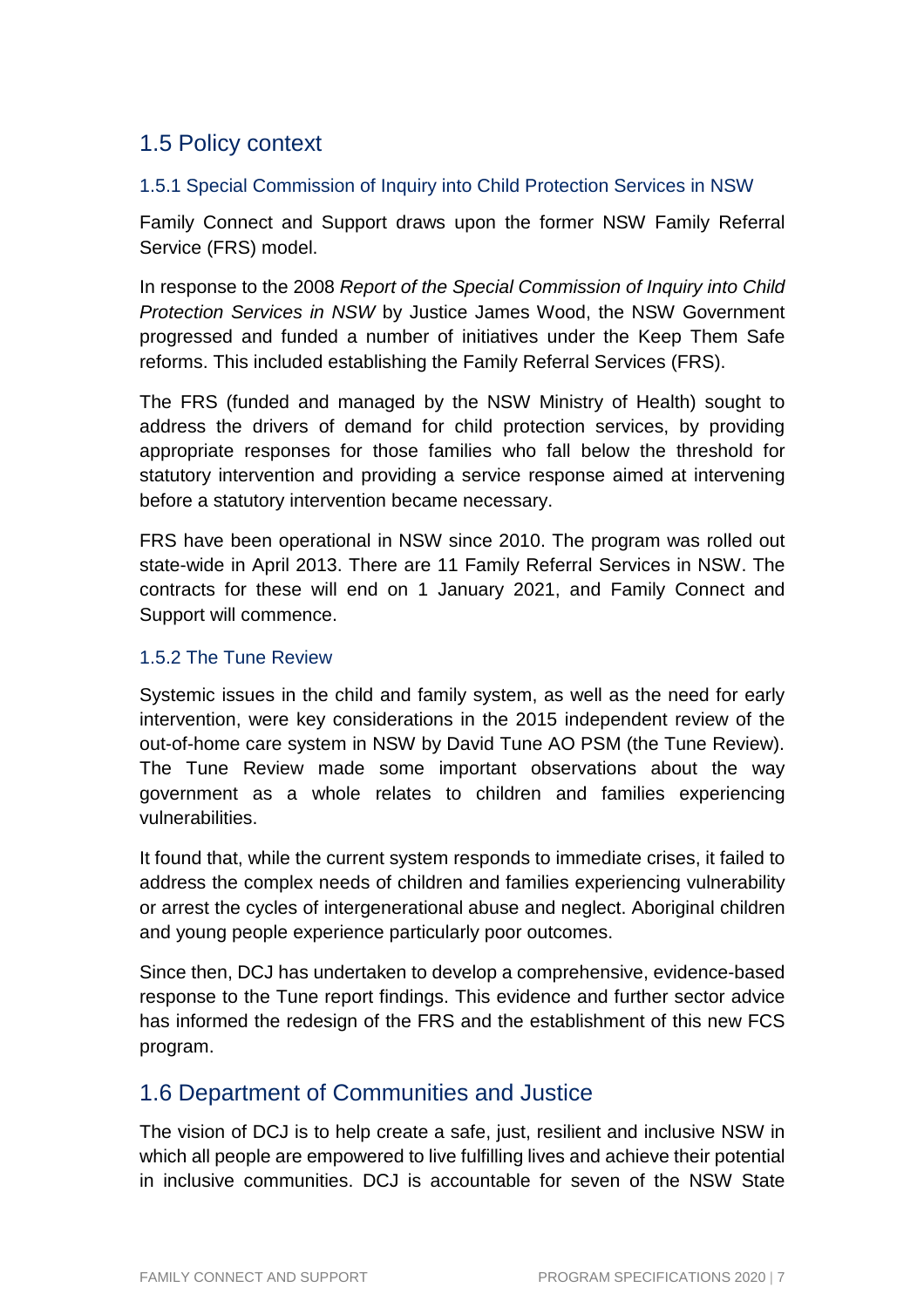## 1.5 Policy context

### 1.5.1 Special Commission of Inquiry into Child Protection Services in NSW

Family Connect and Support draws upon the former NSW Family Referral Service (FRS) model.

In response to the 2008 *Report of the Special Commission of Inquiry into Child Protection Services in NSW* by Justice James Wood, the NSW Government progressed and funded a number of initiatives under the Keep Them Safe reforms. This included establishing the Family Referral Services (FRS).

The FRS (funded and managed by the NSW Ministry of Health) sought to address the drivers of demand for child protection services, by providing appropriate responses for those families who fall below the threshold for statutory intervention and providing a service response aimed at intervening before a statutory intervention became necessary.

FRS have been operational in NSW since 2010. The program was rolled out state-wide in April 2013. There are 11 Family Referral Services in NSW. The contracts for these will end on 1 January 2021, and Family Connect and Support will commence.

### 1.5.2 The Tune Review

Systemic issues in the child and family system, as well as the need for early intervention, were key considerations in the 2015 independent review of the out-of-home care system in NSW by David Tune AO PSM (the Tune Review). The Tune Review made some important observations about the way government as a whole relates to children and families experiencing vulnerabilities.

It found that, while the current system responds to immediate crises, it failed to address the complex needs of children and families experiencing vulnerability or arrest the cycles of intergenerational abuse and neglect. Aboriginal children and young people experience particularly poor outcomes.

Since then, DCJ has undertaken to develop a comprehensive, evidence-based response to the Tune report findings. This evidence and further sector advice has informed the redesign of the FRS and the establishment of this new FCS program.

## 1.6 Department of Communities and Justice

The vision of DCJ is to help create a safe, just, resilient and inclusive NSW in which all people are empowered to live fulfilling lives and achieve their potential in inclusive communities. DCJ is accountable for seven of the NSW State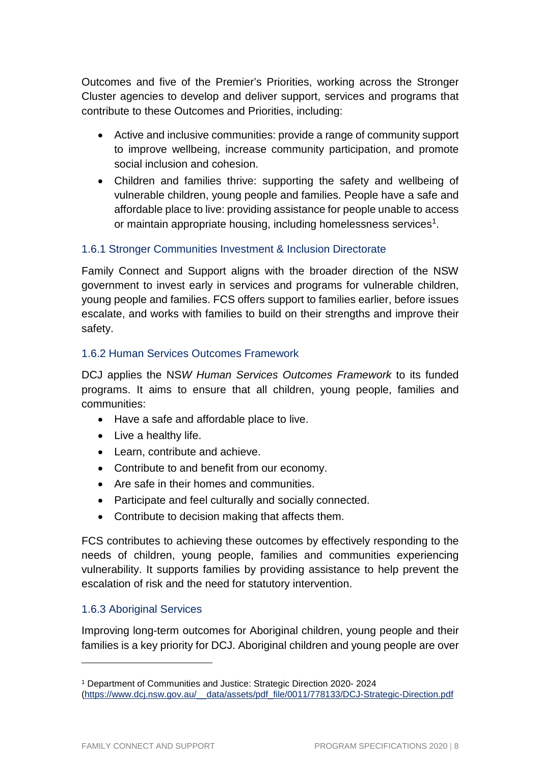Outcomes and five of the Premier's Priorities, working across the Stronger Cluster agencies to develop and deliver support, services and programs that contribute to these Outcomes and Priorities, including:

- Active and inclusive communities: provide a range of community support to improve wellbeing, increase community participation, and promote social inclusion and cohesion.
- Children and families thrive: supporting the safety and wellbeing of vulnerable children, young people and families. People have a safe and affordable place to live: providing assistance for people unable to access or maintain appropriate housing, including homelessness services[1].

### 1.6.1 Stronger Communities Investment & Inclusion Directorate

Family Connect and Support aligns with the broader direction of the NSW government to invest early in services and programs for vulnerable children, young people and families. FCS offers support to families earlier, before issues escalate, and works with families to build on their strengths and improve their safety.

### 1.6.2 Human Services Outcomes Framework

DCJ applies the NS*W Human Services Outcomes Framework* to its funded programs. It aims to ensure that all children, young people, families and communities:

- Have a safe and affordable place to live.
- Live a healthy life.
- Learn, contribute and achieve.
- Contribute to and benefit from our economy.
- Are safe in their homes and communities.
- Participate and feel culturally and socially connected.
- Contribute to decision making that affects them.

FCS contributes to achieving these outcomes by effectively responding to the needs of children, young people, families and communities experiencing vulnerability. It supports families by providing assistance to help prevent the escalation of risk and the need for statutory intervention.

### 1.6.3 Aboriginal Services

Improving long-term outcomes for Aboriginal children, young people and their families is a key priority for DCJ. Aboriginal children and young people are over

[1] Department of Communities and Justice: Strategic Direction 2020- 2024 (https://www.dcj.nsw.gov.au/__data/assets/pdf_file/0011/778133/DCJ-Strategic-Direction.pdf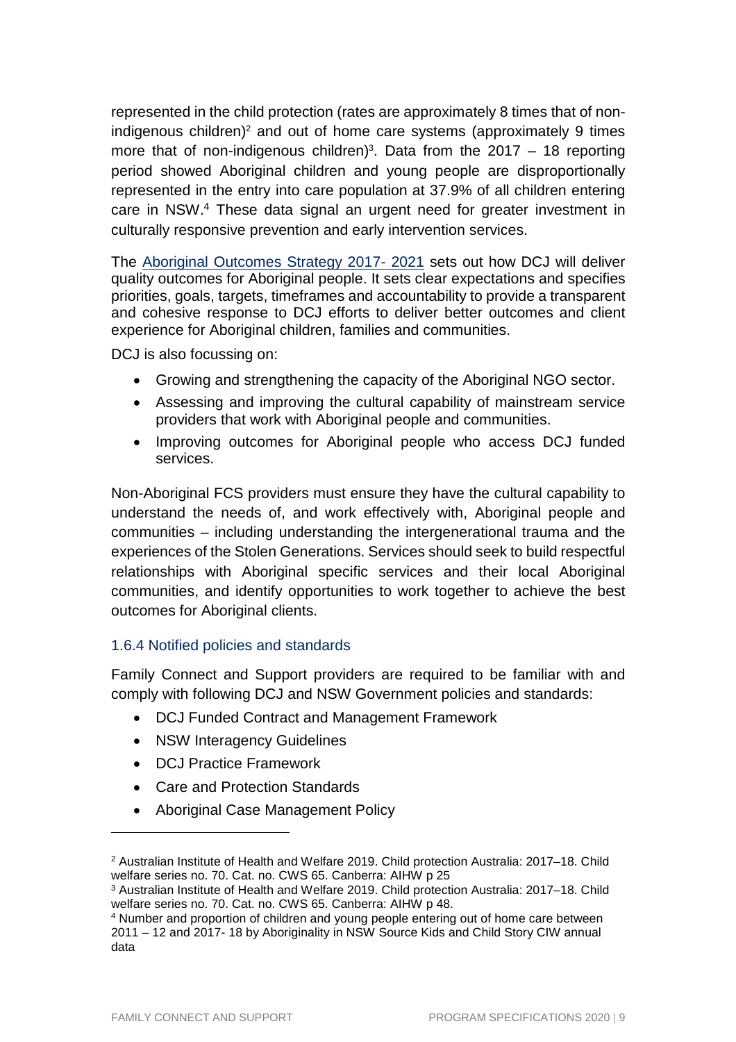represented in the child protection (rates are approximately 8 times that of non-indigenous children)[2] and out of home care systems (approximately 9 times more that of non-indigenous children)[3]. Data from the 2017 – 18 reporting period showed Aboriginal children and young people are disproportionally represented in the entry into care population at 37.9% of all children entering care in NSW.[4] These data signal an urgent need for greater investment in culturally responsive prevention and early intervention services.

The Aboriginal Outcomes Strategy 2017- 2021 sets out how DCJ will deliver quality outcomes for Aboriginal people. It sets clear expectations and specifies priorities, goals, targets, timeframes and accountability to provide a transparent and cohesive response to DCJ efforts to deliver better outcomes and client experience for Aboriginal children, families and communities.

DCJ is also focussing on:

- Growing and strengthening the capacity of the Aboriginal NGO sector.
- Assessing and improving the cultural capability of mainstream service providers that work with Aboriginal people and communities.
- Improving outcomes for Aboriginal people who access DCJ funded services.

Non-Aboriginal FCS providers must ensure they have the cultural capability to understand the needs of, and work effectively with, Aboriginal people and communities – including understanding the intergenerational trauma and the experiences of the Stolen Generations. Services should seek to build respectful relationships with Aboriginal specific services and their local Aboriginal communities, and identify opportunities to work together to achieve the best outcomes for Aboriginal clients.

### 1.6.4 Notified policies and standards

Family Connect and Support providers are required to be familiar with and comply with following DCJ and NSW Government policies and standards:

- DCJ Funded Contract and Management Framework
- NSW Interagency Guidelines
- DCJ Practice Framework
- Care and Protection Standards
- Aboriginal Case Management Policy

---

[2] Australian Institute of Health and Welfare 2019. Child protection Australia: 2017–18. Child welfare series no. 70. Cat. no. CWS 65. Canberra: AIHW p 25

[3] Australian Institute of Health and Welfare 2019. Child protection Australia: 2017–18. Child welfare series no. 70. Cat. no. CWS 65. Canberra: AIHW p 48.

[4] Number and proportion of children and young people entering out of home care between 2011 – 12 and 2017- 18 by Aboriginality in NSW Source Kids and Child Story CIW annual data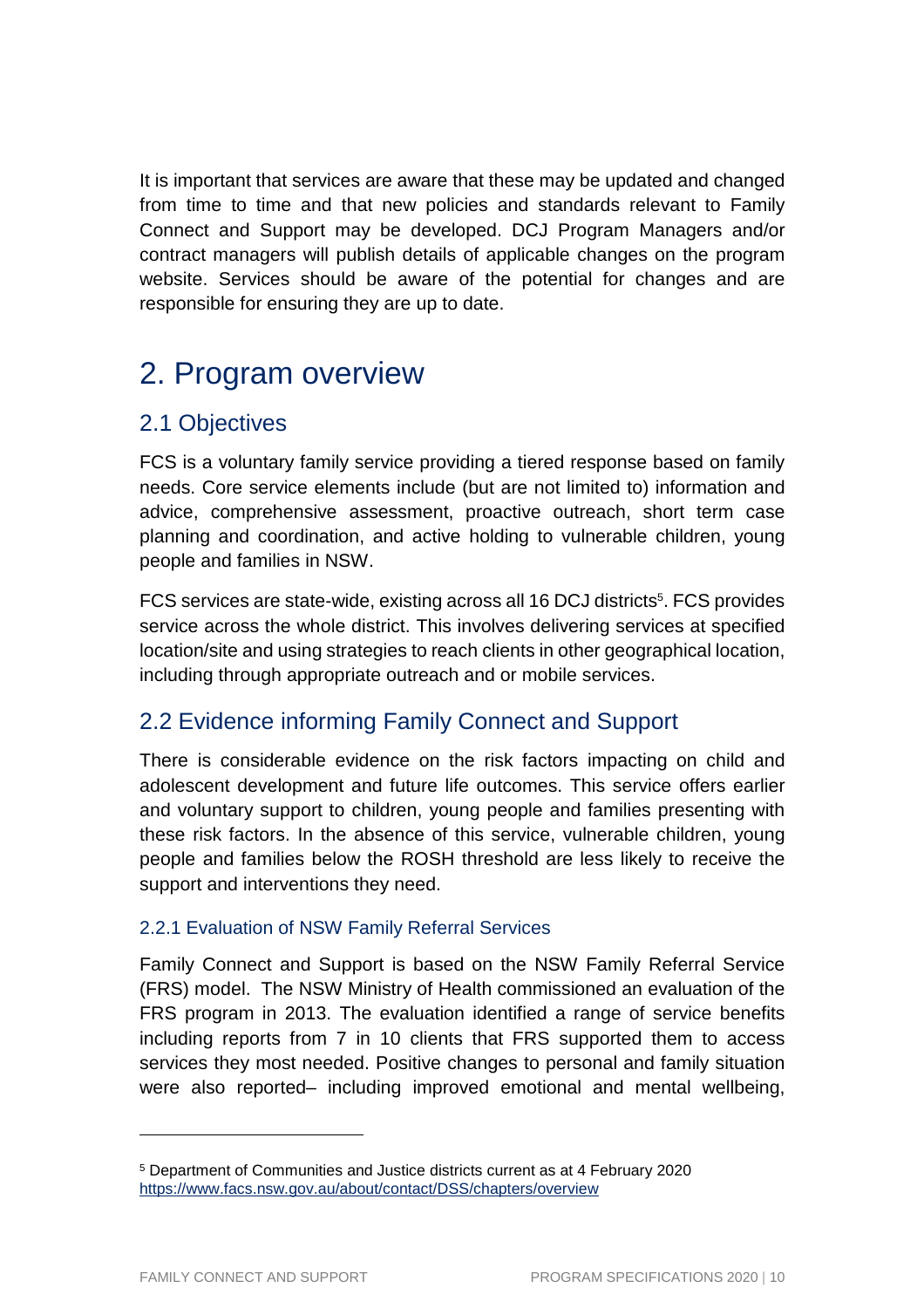It is important that services are aware that these may be updated and changed from time to time and that new policies and standards relevant to Family Connect and Support may be developed. DCJ Program Managers and/or contract managers will publish details of applicable changes on the program website. Services should be aware of the potential for changes and are responsible for ensuring they are up to date.

# 2. Program overview

## 2.1 Objectives

FCS is a voluntary family service providing a tiered response based on family needs. Core service elements include (but are not limited to) information and advice, comprehensive assessment, proactive outreach, short term case planning and coordination, and active holding to vulnerable children, young people and families in NSW.

FCS services are state-wide, existing across all 16 DCJ districts[5]. FCS provides service across the whole district. This involves delivering services at specified location/site and using strategies to reach clients in other geographical location, including through appropriate outreach and or mobile services.

## 2.2 Evidence informing Family Connect and Support

There is considerable evidence on the risk factors impacting on child and adolescent development and future life outcomes. This service offers earlier and voluntary support to children, young people and families presenting with these risk factors. In the absence of this service, vulnerable children, young people and families below the ROSH threshold are less likely to receive the support and interventions they need.

### 2.2.1 Evaluation of NSW Family Referral Services

Family Connect and Support is based on the NSW Family Referral Service (FRS) model. The NSW Ministry of Health commissioned an evaluation of the FRS program in 2013. The evaluation identified a range of service benefits including reports from 7 in 10 clients that FRS supported them to access services they most needed. Positive changes to personal and family situation were also reported– including improved emotional and mental wellbeing,

---

[5] Department of Communities and Justice districts current as at 4 February 2020 https://www.facs.nsw.gov.au/about/contact/DSS/chapters/overview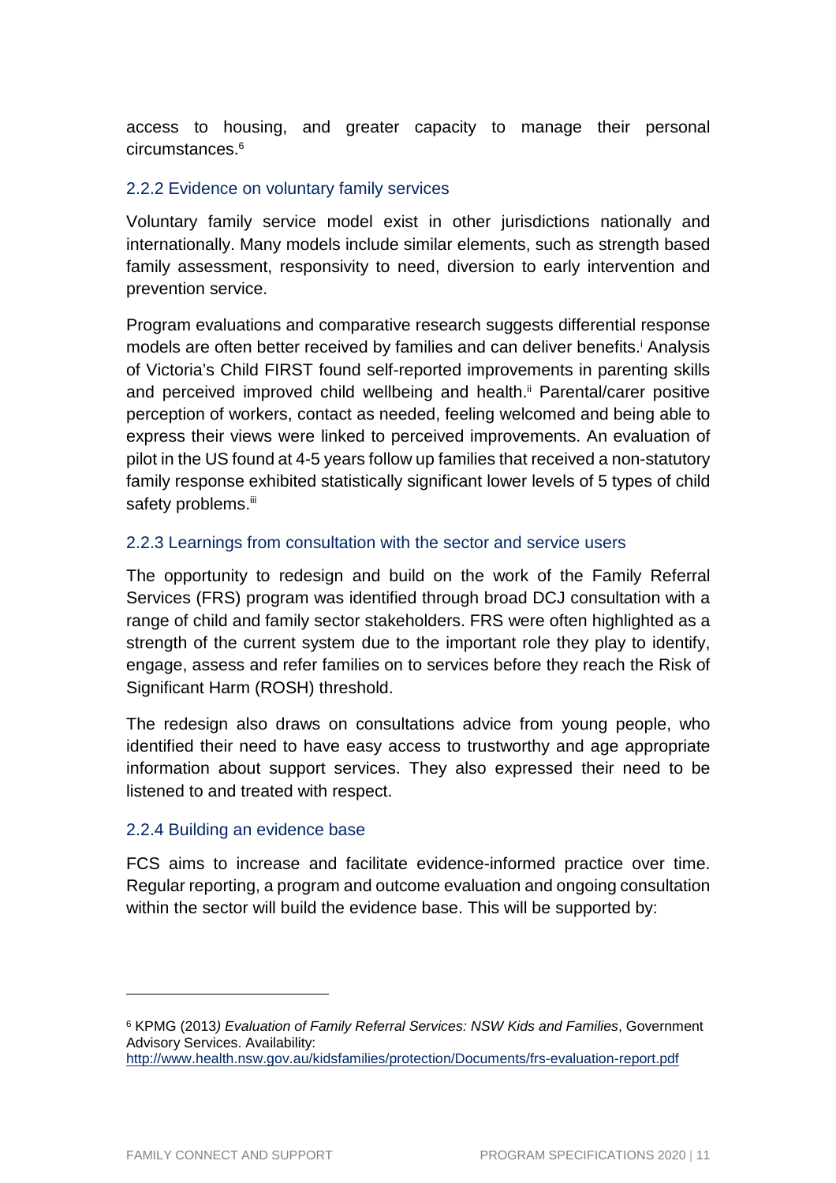access to housing, and greater capacity to manage their personal circumstances.[6]

### 2.2.2 Evidence on voluntary family services

Voluntary family service model exist in other jurisdictions nationally and internationally. Many models include similar elements, such as strength based family assessment, responsivity to need, diversion to early intervention and prevention service.

Program evaluations and comparative research suggests differential response models are often better received by families and can deliver benefits.[i] Analysis of Victoria's Child FIRST found self-reported improvements in parenting skills and perceived improved child wellbeing and health.[ii] Parental/carer positive perception of workers, contact as needed, feeling welcomed and being able to express their views were linked to perceived improvements. An evaluation of pilot in the US found at 4-5 years follow up families that received a non-statutory family response exhibited statistically significant lower levels of 5 types of child safety problems.[iii]

### 2.2.3 Learnings from consultation with the sector and service users

The opportunity to redesign and build on the work of the Family Referral Services (FRS) program was identified through broad DCJ consultation with a range of child and family sector stakeholders. FRS were often highlighted as a strength of the current system due to the important role they play to identify, engage, assess and refer families on to services before they reach the Risk of Significant Harm (ROSH) threshold.

The redesign also draws on consultations advice from young people, who identified their need to have easy access to trustworthy and age appropriate information about support services. They also expressed their need to be listened to and treated with respect.

### 2.2.4 Building an evidence base

FCS aims to increase and facilitate evidence-informed practice over time. Regular reporting, a program and outcome evaluation and ongoing consultation within the sector will build the evidence base. This will be supported by:

---

[6] KPMG (2013*) Evaluation of Family Referral Services: NSW Kids and Families*, Government Advisory Services. Availability: http://www.health.nsw.gov.au/kidsfamilies/protection/Documents/frs-evaluation-report.pdf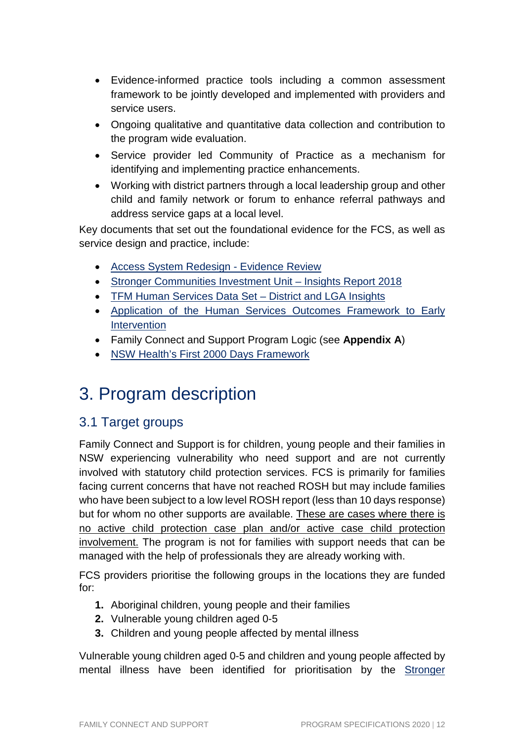- Evidence-informed practice tools including a common assessment framework to be jointly developed and implemented with providers and service users.
- Ongoing qualitative and quantitative data collection and contribution to the program wide evaluation.
- Service provider led Community of Practice as a mechanism for identifying and implementing practice enhancements.
- Working with district partners through a local leadership group and other child and family network or forum to enhance referral pathways and address service gaps at a local level.

Key documents that set out the foundational evidence for the FCS, as well as service design and practice, include:

- Access System Redesign - Evidence Review
- Stronger Communities Investment Unit – Insights Report 2018
- TFM Human Services Data Set – District and LGA Insights
- Application of the Human Services Outcomes Framework to Early Intervention
- Family Connect and Support Program Logic (see **Appendix A**)
- NSW Health's First 2000 Days Framework

# 3. Program description

## 3.1 Target groups

Family Connect and Support is for children, young people and their families in NSW experiencing vulnerability who need support and are not currently involved with statutory child protection services. FCS is primarily for families facing current concerns that have not reached ROSH but may include families who have been subject to a low level ROSH report (less than 10 days response) but for whom no other supports are available. These are cases where there is no active child protection case plan and/or active case child protection involvement. The program is not for families with support needs that can be managed with the help of professionals they are already working with.

FCS providers prioritise the following groups in the locations they are funded for:

1. Aboriginal children, young people and their families
2. Vulnerable young children aged 0-5
3. Children and young people affected by mental illness

Vulnerable young children aged 0-5 and children and young people affected by mental illness have been identified for prioritisation by the Stronger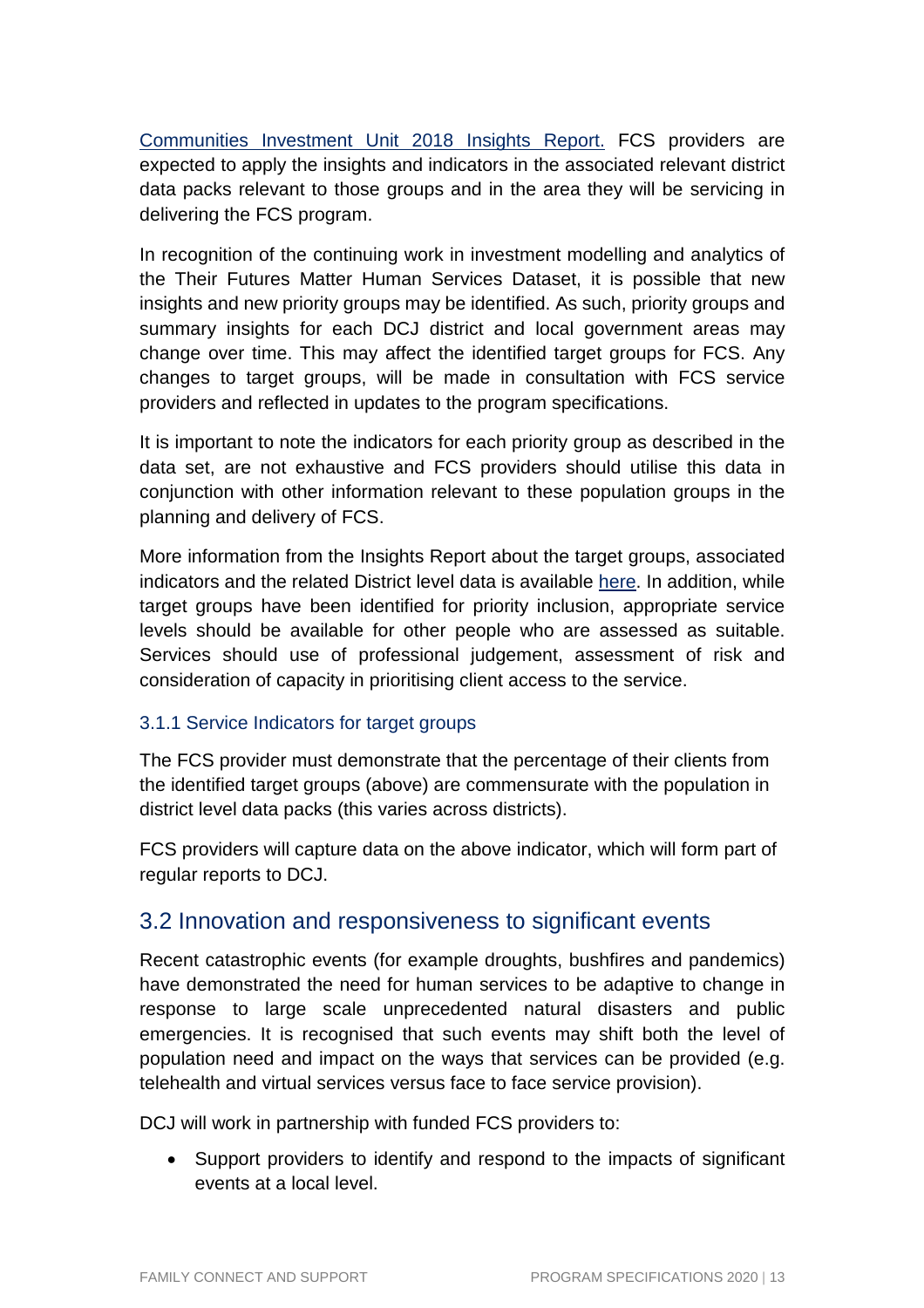Communities Investment Unit 2018 Insights Report. FCS providers are expected to apply the insights and indicators in the associated relevant district data packs relevant to those groups and in the area they will be servicing in delivering the FCS program.

In recognition of the continuing work in investment modelling and analytics of the Their Futures Matter Human Services Dataset, it is possible that new insights and new priority groups may be identified. As such, priority groups and summary insights for each DCJ district and local government areas may change over time. This may affect the identified target groups for FCS. Any changes to target groups, will be made in consultation with FCS service providers and reflected in updates to the program specifications.

It is important to note the indicators for each priority group as described in the data set, are not exhaustive and FCS providers should utilise this data in conjunction with other information relevant to these population groups in the planning and delivery of FCS.

More information from the Insights Report about the target groups, associated indicators and the related District level data is available here. In addition, while target groups have been identified for priority inclusion, appropriate service levels should be available for other people who are assessed as suitable. Services should use of professional judgement, assessment of risk and consideration of capacity in prioritising client access to the service.

### 3.1.1 Service Indicators for target groups

The FCS provider must demonstrate that the percentage of their clients from the identified target groups (above) are commensurate with the population in district level data packs (this varies across districts).

FCS providers will capture data on the above indicator, which will form part of regular reports to DCJ.

## 3.2 Innovation and responsiveness to significant events

Recent catastrophic events (for example droughts, bushfires and pandemics) have demonstrated the need for human services to be adaptive to change in response to large scale unprecedented natural disasters and public emergencies. It is recognised that such events may shift both the level of population need and impact on the ways that services can be provided (e.g. telehealth and virtual services versus face to face service provision).

DCJ will work in partnership with funded FCS providers to:

- Support providers to identify and respond to the impacts of significant events at a local level.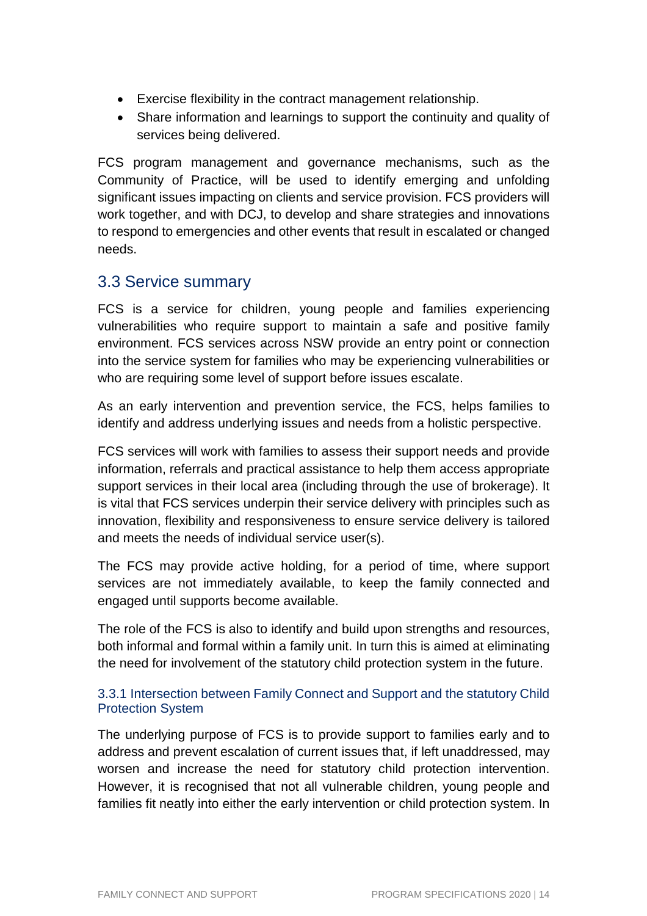- Exercise flexibility in the contract management relationship.
- Share information and learnings to support the continuity and quality of services being delivered.

FCS program management and governance mechanisms, such as the Community of Practice, will be used to identify emerging and unfolding significant issues impacting on clients and service provision. FCS providers will work together, and with DCJ, to develop and share strategies and innovations to respond to emergencies and other events that result in escalated or changed needs.

## 3.3 Service summary

FCS is a service for children, young people and families experiencing vulnerabilities who require support to maintain a safe and positive family environment. FCS services across NSW provide an entry point or connection into the service system for families who may be experiencing vulnerabilities or who are requiring some level of support before issues escalate.

As an early intervention and prevention service, the FCS, helps families to identify and address underlying issues and needs from a holistic perspective.

FCS services will work with families to assess their support needs and provide information, referrals and practical assistance to help them access appropriate support services in their local area (including through the use of brokerage). It is vital that FCS services underpin their service delivery with principles such as innovation, flexibility and responsiveness to ensure service delivery is tailored and meets the needs of individual service user(s).

The FCS may provide active holding, for a period of time, where support services are not immediately available, to keep the family connected and engaged until supports become available.

The role of the FCS is also to identify and build upon strengths and resources, both informal and formal within a family unit. In turn this is aimed at eliminating the need for involvement of the statutory child protection system in the future.

### 3.3.1 Intersection between Family Connect and Support and the statutory Child Protection System

The underlying purpose of FCS is to provide support to families early and to address and prevent escalation of current issues that, if left unaddressed, may worsen and increase the need for statutory child protection intervention. However, it is recognised that not all vulnerable children, young people and families fit neatly into either the early intervention or child protection system. In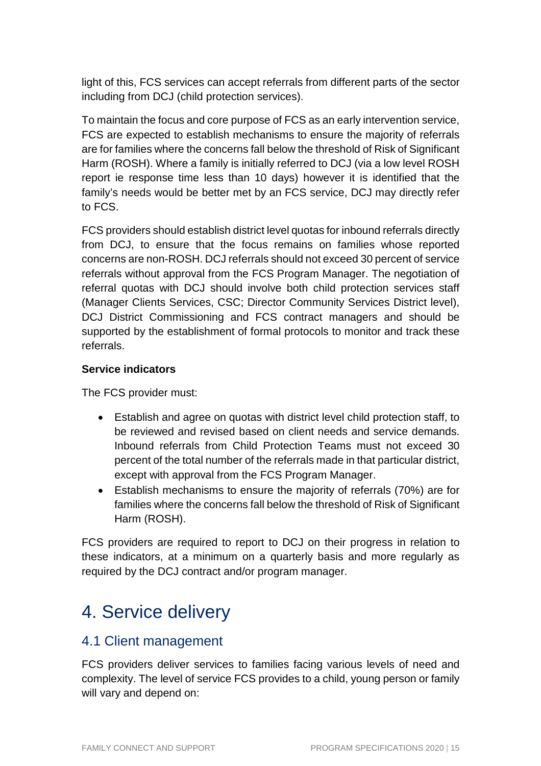light of this, FCS services can accept referrals from different parts of the sector including from DCJ (child protection services).

To maintain the focus and core purpose of FCS as an early intervention service, FCS are expected to establish mechanisms to ensure the majority of referrals are for families where the concerns fall below the threshold of Risk of Significant Harm (ROSH). Where a family is initially referred to DCJ (via a low level ROSH report ie response time less than 10 days) however it is identified that the family's needs would be better met by an FCS service, DCJ may directly refer to FCS.

FCS providers should establish district level quotas for inbound referrals directly from DCJ, to ensure that the focus remains on families whose reported concerns are non-ROSH. DCJ referrals should not exceed 30 percent of service referrals without approval from the FCS Program Manager. The negotiation of referral quotas with DCJ should involve both child protection services staff (Manager Clients Services, CSC; Director Community Services District level), DCJ District Commissioning and FCS contract managers and should be supported by the establishment of formal protocols to monitor and track these referrals.

**Service indicators**

The FCS provider must:

- Establish and agree on quotas with district level child protection staff, to be reviewed and revised based on client needs and service demands. Inbound referrals from Child Protection Teams must not exceed 30 percent of the total number of the referrals made in that particular district, except with approval from the FCS Program Manager.
- Establish mechanisms to ensure the majority of referrals (70%) are for families where the concerns fall below the threshold of Risk of Significant Harm (ROSH).

FCS providers are required to report to DCJ on their progress in relation to these indicators, at a minimum on a quarterly basis and more regularly as required by the DCJ contract and/or program manager.

# 4. Service delivery

## 4.1 Client management

FCS providers deliver services to families facing various levels of need and complexity. The level of service FCS provides to a child, young person or family will vary and depend on: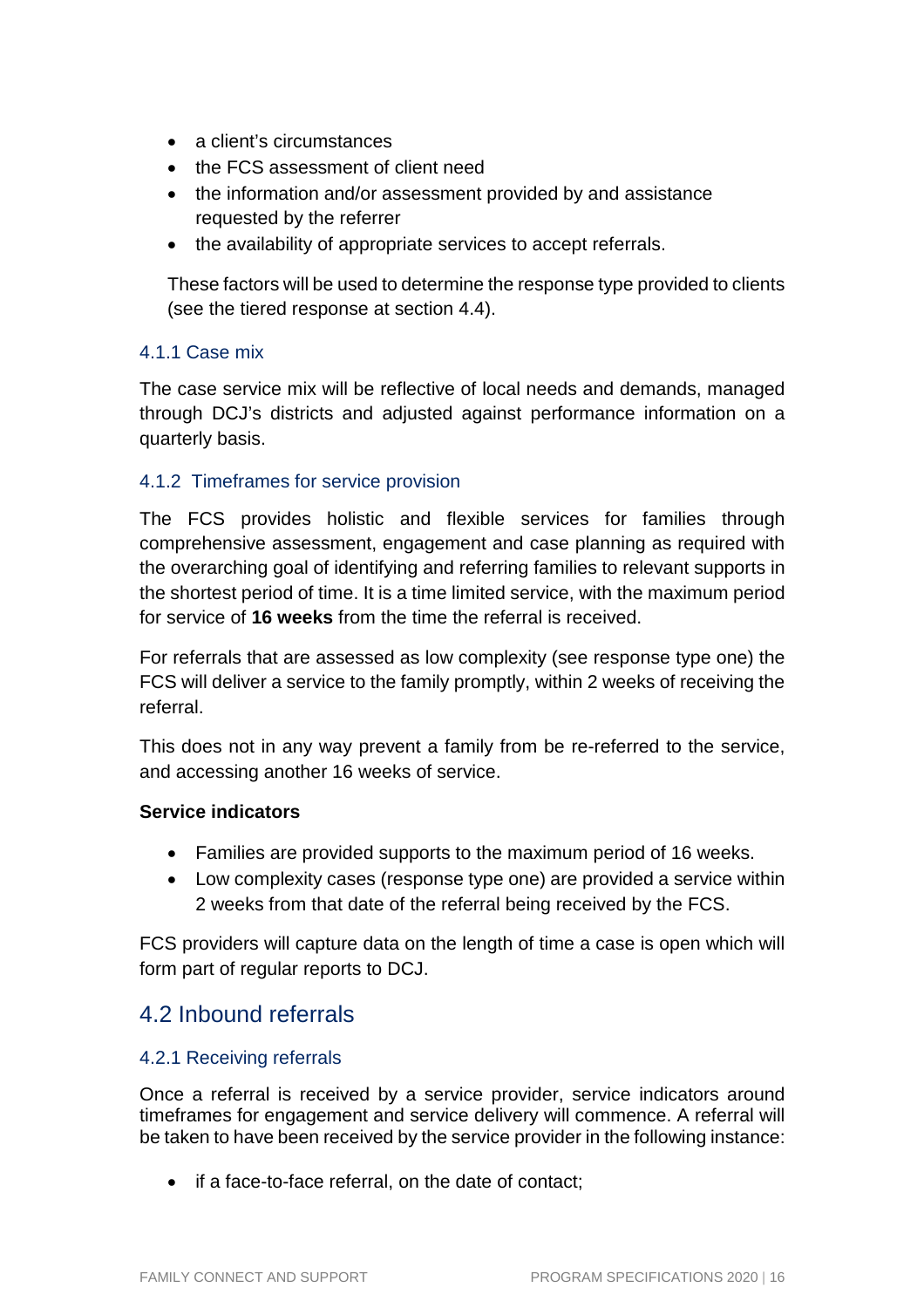- a client's circumstances
- the FCS assessment of client need
- the information and/or assessment provided by and assistance requested by the referrer
- the availability of appropriate services to accept referrals.

These factors will be used to determine the response type provided to clients (see the tiered response at section 4.4).

### 4.1.1 Case mix

The case service mix will be reflective of local needs and demands, managed through DCJ's districts and adjusted against performance information on a quarterly basis.

### 4.1.2 Timeframes for service provision

The FCS provides holistic and flexible services for families through comprehensive assessment, engagement and case planning as required with the overarching goal of identifying and referring families to relevant supports in the shortest period of time. It is a time limited service, with the maximum period for service of **16 weeks** from the time the referral is received.

For referrals that are assessed as low complexity (see response type one) the FCS will deliver a service to the family promptly, within 2 weeks of receiving the referral.

This does not in any way prevent a family from be re-referred to the service, and accessing another 16 weeks of service.

**Service indicators**

- Families are provided supports to the maximum period of 16 weeks.
- Low complexity cases (response type one) are provided a service within 2 weeks from that date of the referral being received by the FCS.

FCS providers will capture data on the length of time a case is open which will form part of regular reports to DCJ.

## 4.2 Inbound referrals

### 4.2.1 Receiving referrals

Once a referral is received by a service provider, service indicators around timeframes for engagement and service delivery will commence. A referral will be taken to have been received by the service provider in the following instance:

- if a face-to-face referral, on the date of contact;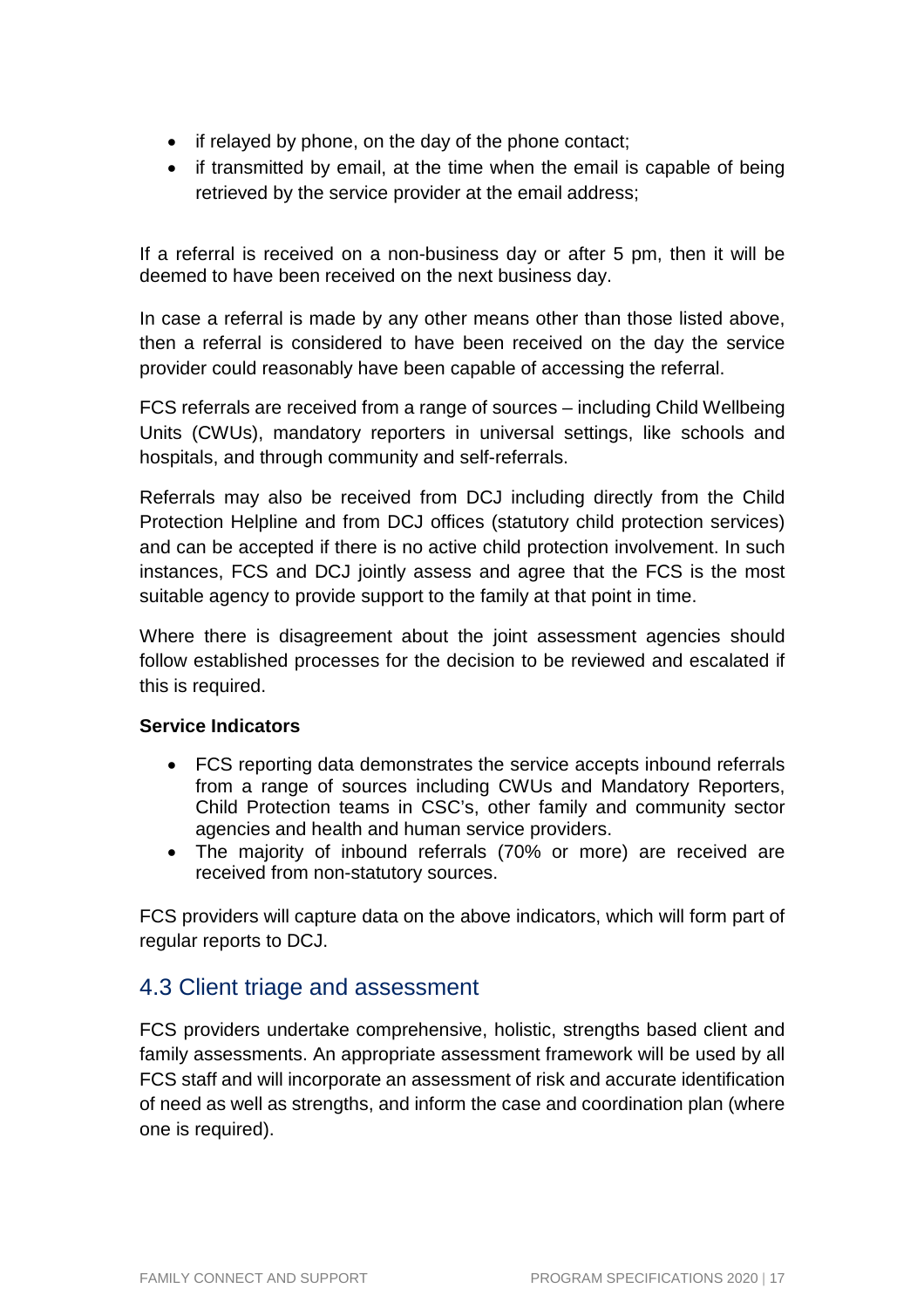- if relayed by phone, on the day of the phone contact;
- if transmitted by email, at the time when the email is capable of being retrieved by the service provider at the email address;

If a referral is received on a non-business day or after 5 pm, then it will be deemed to have been received on the next business day.

In case a referral is made by any other means other than those listed above, then a referral is considered to have been received on the day the service provider could reasonably have been capable of accessing the referral.

FCS referrals are received from a range of sources – including Child Wellbeing Units (CWUs), mandatory reporters in universal settings, like schools and hospitals, and through community and self-referrals.

Referrals may also be received from DCJ including directly from the Child Protection Helpline and from DCJ offices (statutory child protection services) and can be accepted if there is no active child protection involvement. In such instances, FCS and DCJ jointly assess and agree that the FCS is the most suitable agency to provide support to the family at that point in time.

Where there is disagreement about the joint assessment agencies should follow established processes for the decision to be reviewed and escalated if this is required.

**Service Indicators**

- FCS reporting data demonstrates the service accepts inbound referrals from a range of sources including CWUs and Mandatory Reporters, Child Protection teams in CSC's, other family and community sector agencies and health and human service providers.
- The majority of inbound referrals (70% or more) are received are received from non-statutory sources.

FCS providers will capture data on the above indicators, which will form part of regular reports to DCJ.

## 4.3 Client triage and assessment

FCS providers undertake comprehensive, holistic, strengths based client and family assessments. An appropriate assessment framework will be used by all FCS staff and will incorporate an assessment of risk and accurate identification of need as well as strengths, and inform the case and coordination plan (where one is required).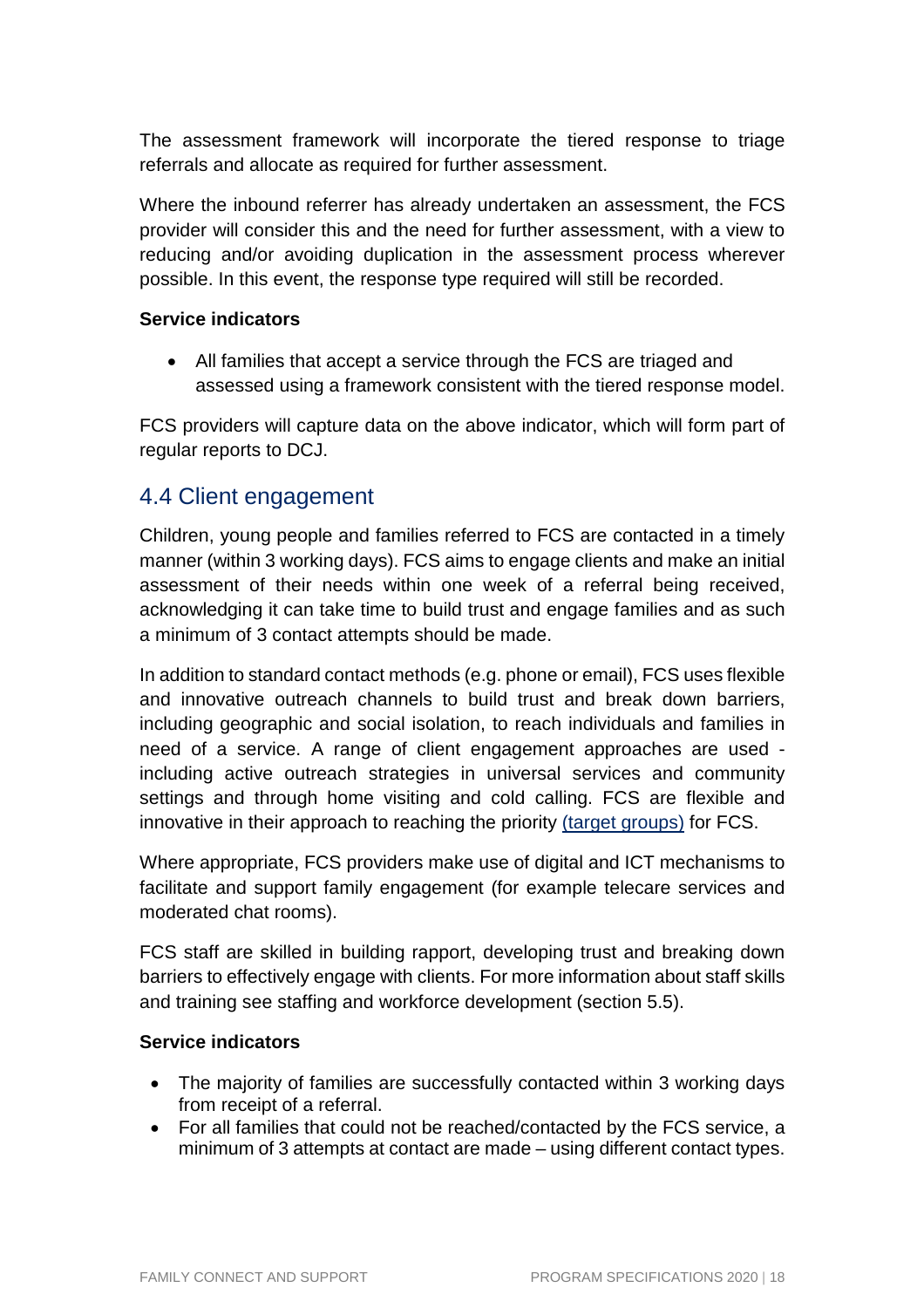The assessment framework will incorporate the tiered response to triage referrals and allocate as required for further assessment.

Where the inbound referrer has already undertaken an assessment, the FCS provider will consider this and the need for further assessment, with a view to reducing and/or avoiding duplication in the assessment process wherever possible. In this event, the response type required will still be recorded.

**Service indicators**

- All families that accept a service through the FCS are triaged and assessed using a framework consistent with the tiered response model.

FCS providers will capture data on the above indicator, which will form part of regular reports to DCJ.

## 4.4 Client engagement

Children, young people and families referred to FCS are contacted in a timely manner (within 3 working days). FCS aims to engage clients and make an initial assessment of their needs within one week of a referral being received, acknowledging it can take time to build trust and engage families and as such a minimum of 3 contact attempts should be made.

In addition to standard contact methods (e.g. phone or email), FCS uses flexible and innovative outreach channels to build trust and break down barriers, including geographic and social isolation, to reach individuals and families in need of a service. A range of client engagement approaches are used - including active outreach strategies in universal services and community settings and through home visiting and cold calling. FCS are flexible and innovative in their approach to reaching the priority (target groups) for FCS.

Where appropriate, FCS providers make use of digital and ICT mechanisms to facilitate and support family engagement (for example telecare services and moderated chat rooms).

FCS staff are skilled in building rapport, developing trust and breaking down barriers to effectively engage with clients. For more information about staff skills and training see staffing and workforce development (section 5.5).

**Service indicators**

- The majority of families are successfully contacted within 3 working days from receipt of a referral.
- For all families that could not be reached/contacted by the FCS service, a minimum of 3 attempts at contact are made – using different contact types.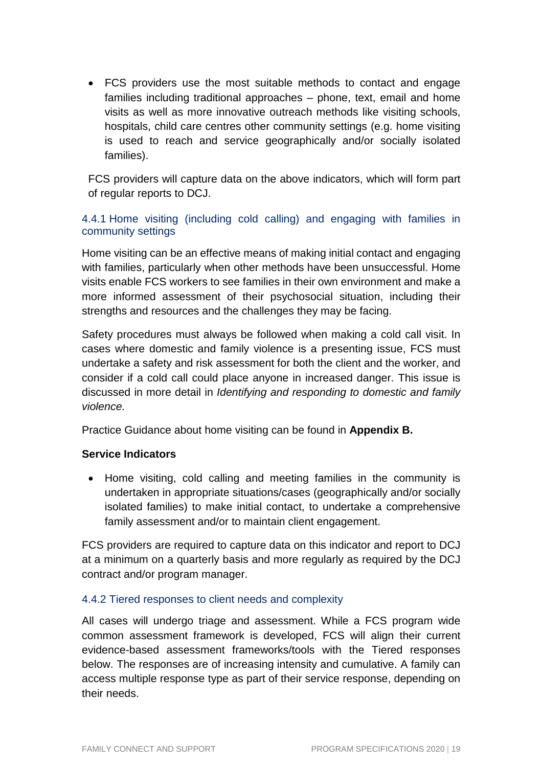- FCS providers use the most suitable methods to contact and engage families including traditional approaches – phone, text, email and home visits as well as more innovative outreach methods like visiting schools, hospitals, child care centres other community settings (e.g. home visiting is used to reach and service geographically and/or socially isolated families).

FCS providers will capture data on the above indicators, which will form part of regular reports to DCJ.

### 4.4.1 Home visiting (including cold calling) and engaging with families in community settings

Home visiting can be an effective means of making initial contact and engaging with families, particularly when other methods have been unsuccessful. Home visits enable FCS workers to see families in their own environment and make a more informed assessment of their psychosocial situation, including their strengths and resources and the challenges they may be facing.

Safety procedures must always be followed when making a cold call visit. In cases where domestic and family violence is a presenting issue, FCS must undertake a safety and risk assessment for both the client and the worker, and consider if a cold call could place anyone in increased danger. This issue is discussed in more detail in *Identifying and responding to domestic and family violence.*

Practice Guidance about home visiting can be found in **Appendix B.**

**Service Indicators**

- Home visiting, cold calling and meeting families in the community is undertaken in appropriate situations/cases (geographically and/or socially isolated families) to make initial contact, to undertake a comprehensive family assessment and/or to maintain client engagement.

FCS providers are required to capture data on this indicator and report to DCJ at a minimum on a quarterly basis and more regularly as required by the DCJ contract and/or program manager.

### 4.4.2 Tiered responses to client needs and complexity

All cases will undergo triage and assessment. While a FCS program wide common assessment framework is developed, FCS will align their current evidence-based assessment frameworks/tools with the Tiered responses below. The responses are of increasing intensity and cumulative. A family can access multiple response type as part of their service response, depending on their needs.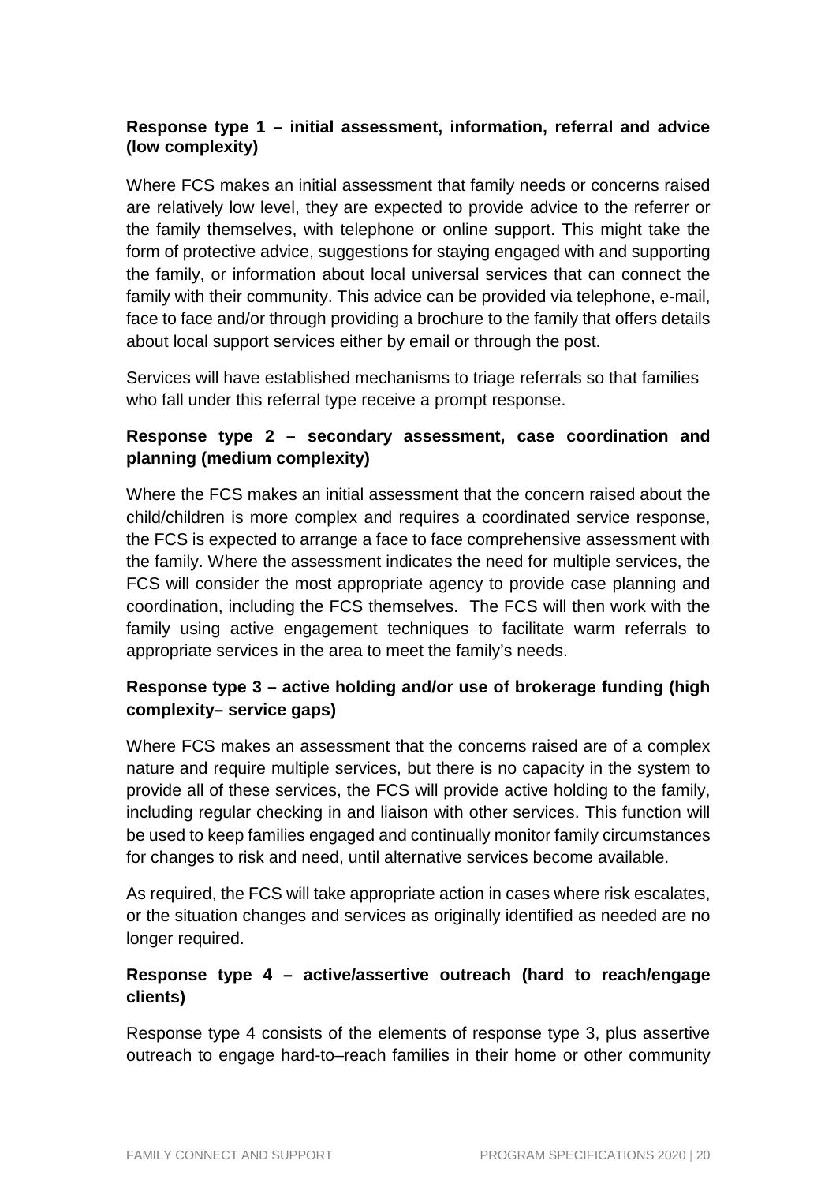### Response type 1 – initial assessment, information, referral and advice (low complexity)

Where FCS makes an initial assessment that family needs or concerns raised are relatively low level, they are expected to provide advice to the referrer or the family themselves, with telephone or online support. This might take the form of protective advice, suggestions for staying engaged with and supporting the family, or information about local universal services that can connect the family with their community. This advice can be provided via telephone, e-mail, face to face and/or through providing a brochure to the family that offers details about local support services either by email or through the post.

Services will have established mechanisms to triage referrals so that families who fall under this referral type receive a prompt response.

### Response type 2 – secondary assessment, case coordination and planning (medium complexity)

Where the FCS makes an initial assessment that the concern raised about the child/children is more complex and requires a coordinated service response, the FCS is expected to arrange a face to face comprehensive assessment with the family. Where the assessment indicates the need for multiple services, the FCS will consider the most appropriate agency to provide case planning and coordination, including the FCS themselves. The FCS will then work with the family using active engagement techniques to facilitate warm referrals to appropriate services in the area to meet the family's needs.

### Response type 3 – active holding and/or use of brokerage funding (high complexity– service gaps)

Where FCS makes an assessment that the concerns raised are of a complex nature and require multiple services, but there is no capacity in the system to provide all of these services, the FCS will provide active holding to the family, including regular checking in and liaison with other services. This function will be used to keep families engaged and continually monitor family circumstances for changes to risk and need, until alternative services become available.

As required, the FCS will take appropriate action in cases where risk escalates, or the situation changes and services as originally identified as needed are no longer required.

### Response type 4 – active/assertive outreach (hard to reach/engage clients)

Response type 4 consists of the elements of response type 3, plus assertive outreach to engage hard-to–reach families in their home or other community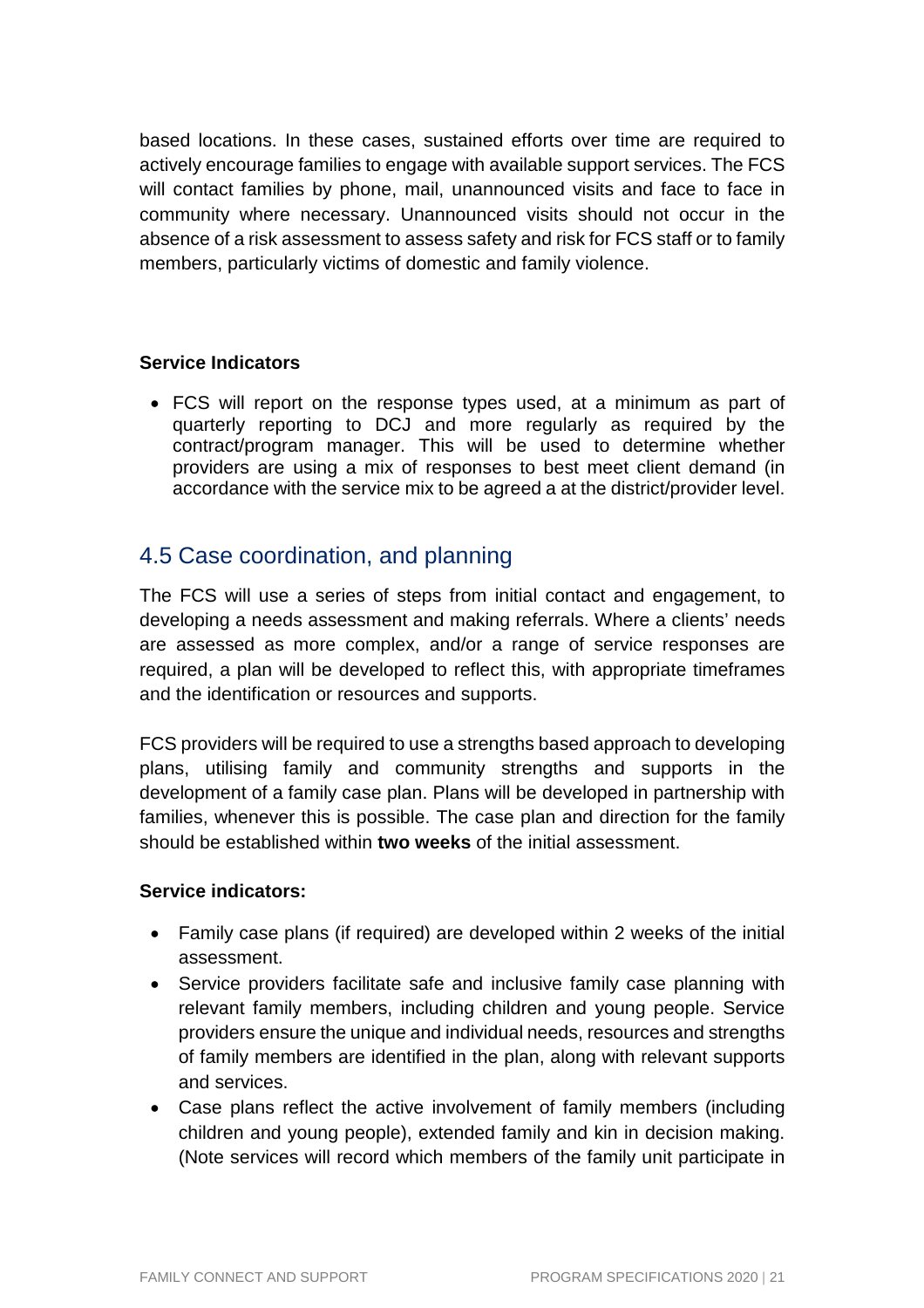based locations. In these cases, sustained efforts over time are required to actively encourage families to engage with available support services. The FCS will contact families by phone, mail, unannounced visits and face to face in community where necessary. Unannounced visits should not occur in the absence of a risk assessment to assess safety and risk for FCS staff or to family members, particularly victims of domestic and family violence.

**Service Indicators**

- FCS will report on the response types used, at a minimum as part of quarterly reporting to DCJ and more regularly as required by the contract/program manager. This will be used to determine whether providers are using a mix of responses to best meet client demand (in accordance with the service mix to be agreed a at the district/provider level.

## 4.5 Case coordination, and planning

The FCS will use a series of steps from initial contact and engagement, to developing a needs assessment and making referrals. Where a clients' needs are assessed as more complex, and/or a range of service responses are required, a plan will be developed to reflect this, with appropriate timeframes and the identification or resources and supports.

FCS providers will be required to use a strengths based approach to developing plans, utilising family and community strengths and supports in the development of a family case plan. Plans will be developed in partnership with families, whenever this is possible. The case plan and direction for the family should be established within **two weeks** of the initial assessment.

**Service indicators:**

- Family case plans (if required) are developed within 2 weeks of the initial assessment.
- Service providers facilitate safe and inclusive family case planning with relevant family members, including children and young people. Service providers ensure the unique and individual needs, resources and strengths of family members are identified in the plan, along with relevant supports and services.
- Case plans reflect the active involvement of family members (including children and young people), extended family and kin in decision making. (Note services will record which members of the family unit participate in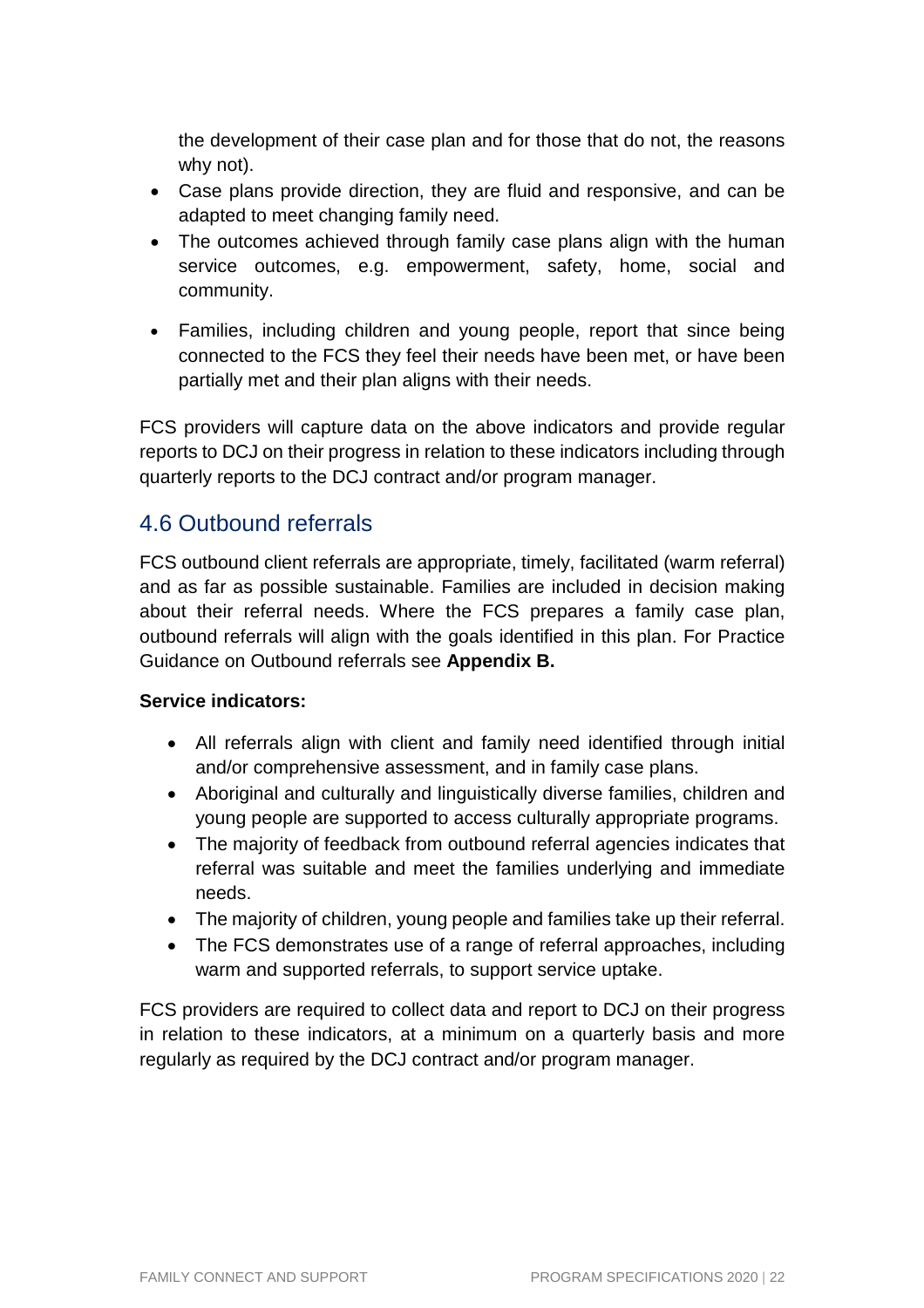the development of their case plan and for those that do not, the reasons why not).

- Case plans provide direction, they are fluid and responsive, and can be adapted to meet changing family need.
- The outcomes achieved through family case plans align with the human service outcomes, e.g. empowerment, safety, home, social and community.
- Families, including children and young people, report that since being connected to the FCS they feel their needs have been met, or have been partially met and their plan aligns with their needs.

FCS providers will capture data on the above indicators and provide regular reports to DCJ on their progress in relation to these indicators including through quarterly reports to the DCJ contract and/or program manager.

## 4.6 Outbound referrals

FCS outbound client referrals are appropriate, timely, facilitated (warm referral) and as far as possible sustainable. Families are included in decision making about their referral needs. Where the FCS prepares a family case plan, outbound referrals will align with the goals identified in this plan. For Practice Guidance on Outbound referrals see **Appendix B.**

**Service indicators:**

- All referrals align with client and family need identified through initial and/or comprehensive assessment, and in family case plans.
- Aboriginal and culturally and linguistically diverse families, children and young people are supported to access culturally appropriate programs.
- The majority of feedback from outbound referral agencies indicates that referral was suitable and meet the families underlying and immediate needs.
- The majority of children, young people and families take up their referral.
- The FCS demonstrates use of a range of referral approaches, including warm and supported referrals, to support service uptake.

FCS providers are required to collect data and report to DCJ on their progress in relation to these indicators, at a minimum on a quarterly basis and more regularly as required by the DCJ contract and/or program manager.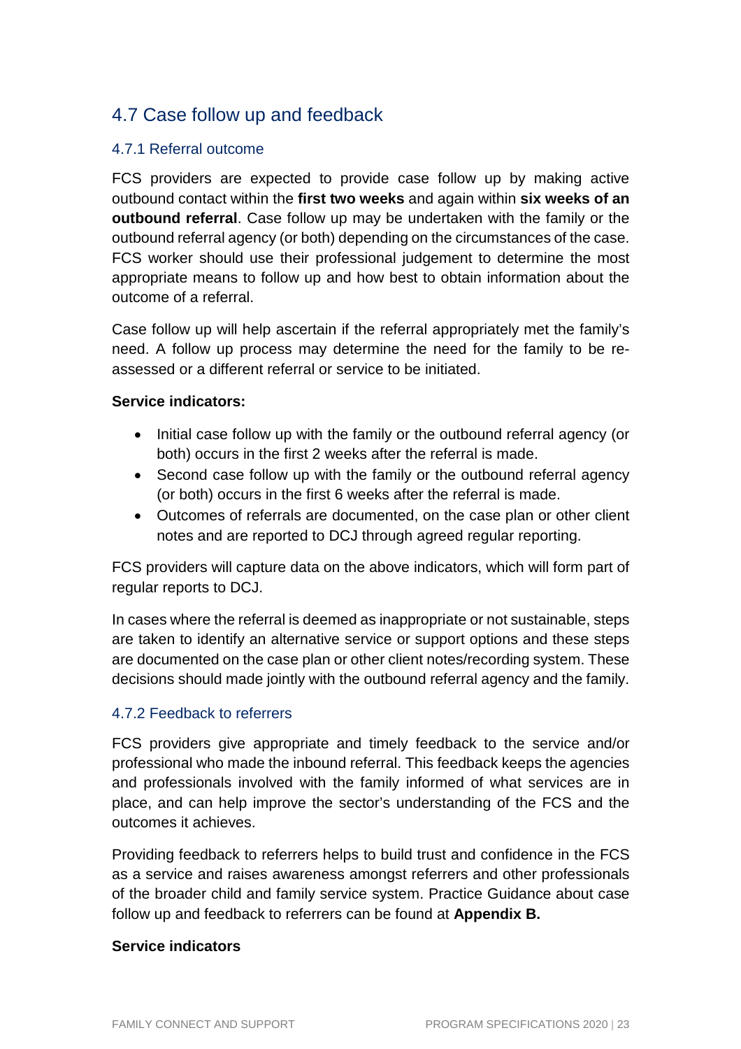## 4.7 Case follow up and feedback

### 4.7.1 Referral outcome

FCS providers are expected to provide case follow up by making active outbound contact within the **first two weeks** and again within **six weeks of an outbound referral**. Case follow up may be undertaken with the family or the outbound referral agency (or both) depending on the circumstances of the case. FCS worker should use their professional judgement to determine the most appropriate means to follow up and how best to obtain information about the outcome of a referral.

Case follow up will help ascertain if the referral appropriately met the family's need. A follow up process may determine the need for the family to be re-assessed or a different referral or service to be initiated.

**Service indicators:**

- Initial case follow up with the family or the outbound referral agency (or both) occurs in the first 2 weeks after the referral is made.
- Second case follow up with the family or the outbound referral agency (or both) occurs in the first 6 weeks after the referral is made.
- Outcomes of referrals are documented, on the case plan or other client notes and are reported to DCJ through agreed regular reporting.

FCS providers will capture data on the above indicators, which will form part of regular reports to DCJ.

In cases where the referral is deemed as inappropriate or not sustainable, steps are taken to identify an alternative service or support options and these steps are documented on the case plan or other client notes/recording system. These decisions should made jointly with the outbound referral agency and the family.

### 4.7.2 Feedback to referrers

FCS providers give appropriate and timely feedback to the service and/or professional who made the inbound referral. This feedback keeps the agencies and professionals involved with the family informed of what services are in place, and can help improve the sector's understanding of the FCS and the outcomes it achieves.

Providing feedback to referrers helps to build trust and confidence in the FCS as a service and raises awareness amongst referrers and other professionals of the broader child and family service system. Practice Guidance about case follow up and feedback to referrers can be found at **Appendix B.**

**Service indicators**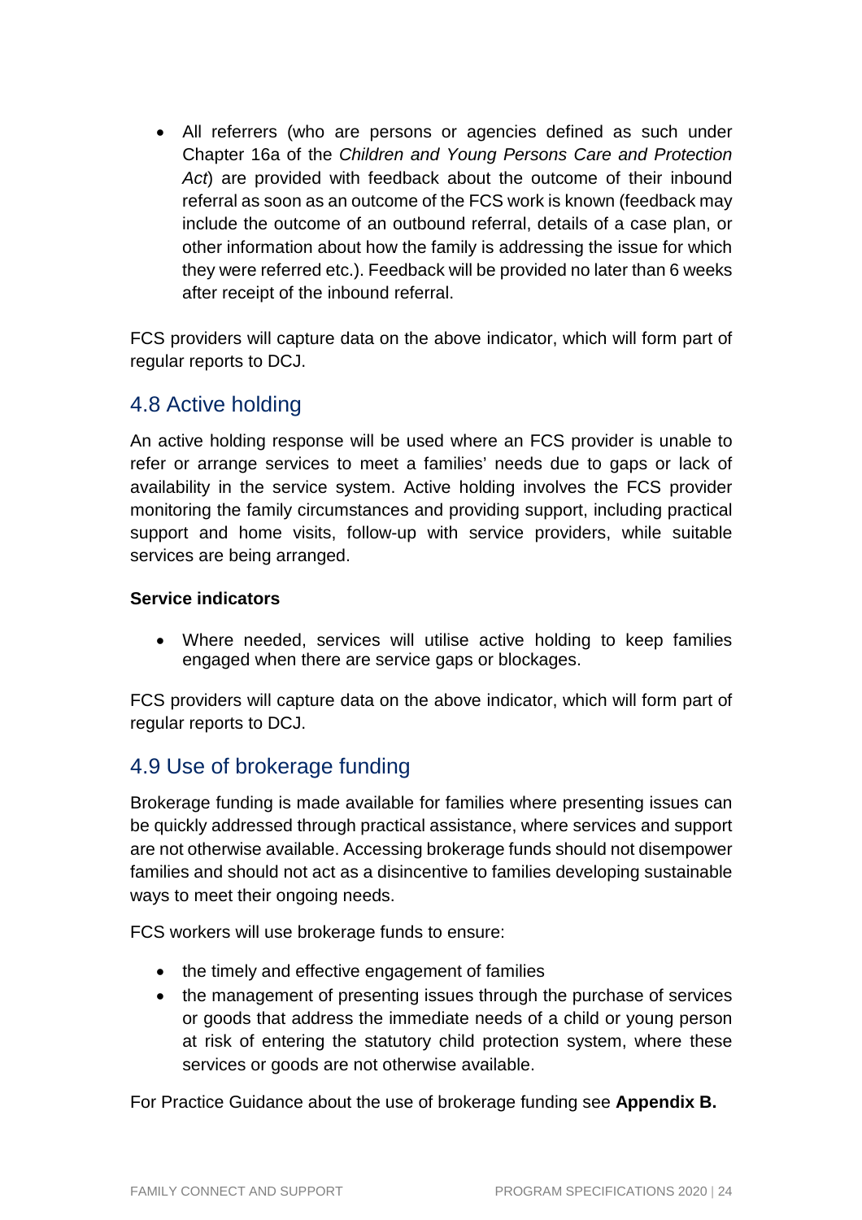- All referrers (who are persons or agencies defined as such under Chapter 16a of the *Children and Young Persons Care and Protection Act*) are provided with feedback about the outcome of their inbound referral as soon as an outcome of the FCS work is known (feedback may include the outcome of an outbound referral, details of a case plan, or other information about how the family is addressing the issue for which they were referred etc.). Feedback will be provided no later than 6 weeks after receipt of the inbound referral.

FCS providers will capture data on the above indicator, which will form part of regular reports to DCJ.

## 4.8 Active holding

An active holding response will be used where an FCS provider is unable to refer or arrange services to meet a families' needs due to gaps or lack of availability in the service system. Active holding involves the FCS provider monitoring the family circumstances and providing support, including practical support and home visits, follow-up with service providers, while suitable services are being arranged.

**Service indicators**

- Where needed, services will utilise active holding to keep families engaged when there are service gaps or blockages.

FCS providers will capture data on the above indicator, which will form part of regular reports to DCJ.

## 4.9 Use of brokerage funding

Brokerage funding is made available for families where presenting issues can be quickly addressed through practical assistance, where services and support are not otherwise available. Accessing brokerage funds should not disempower families and should not act as a disincentive to families developing sustainable ways to meet their ongoing needs.

FCS workers will use brokerage funds to ensure:

- the timely and effective engagement of families
- the management of presenting issues through the purchase of services or goods that address the immediate needs of a child or young person at risk of entering the statutory child protection system, where these services or goods are not otherwise available.

For Practice Guidance about the use of brokerage funding see **Appendix B.**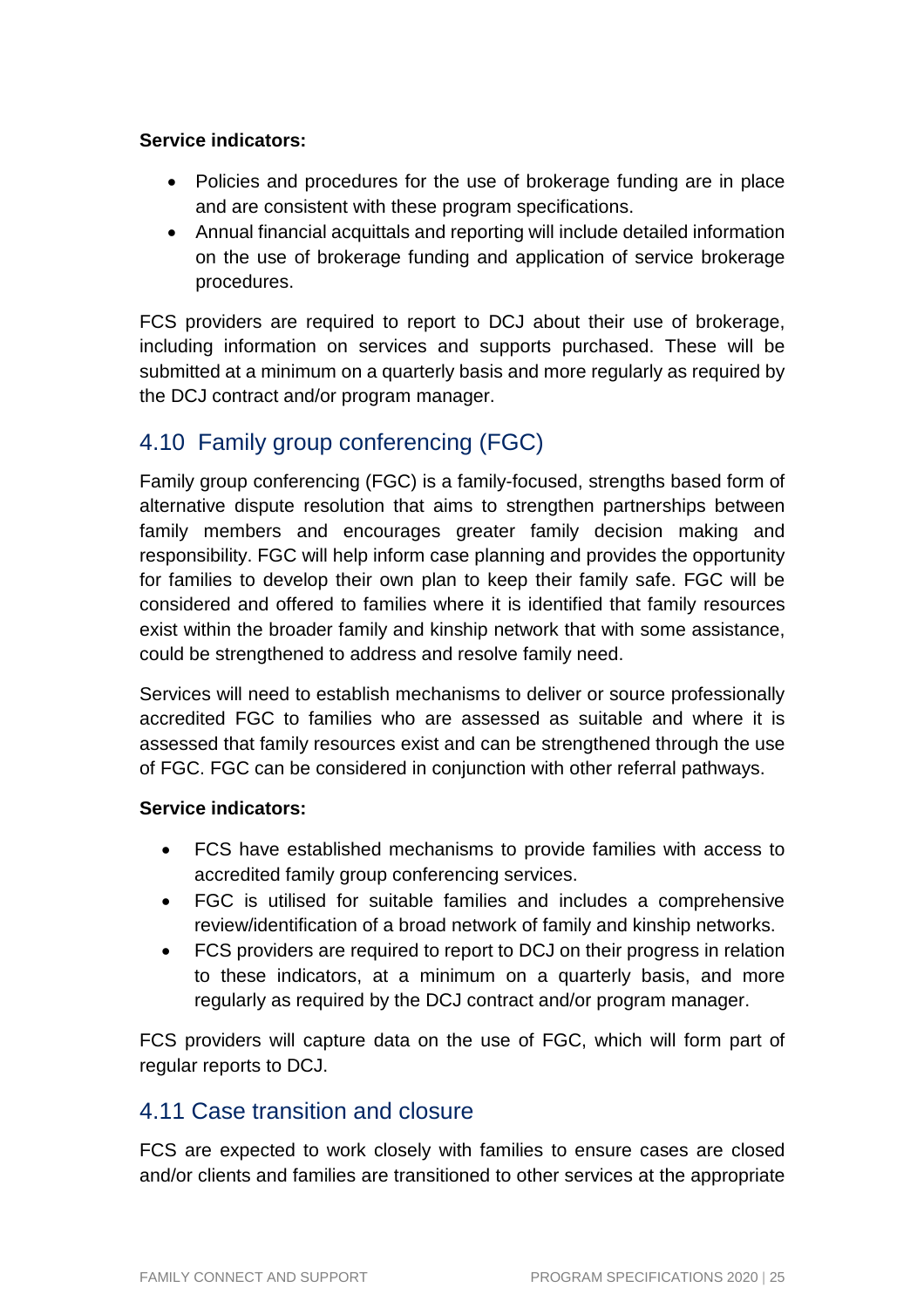**Service indicators:**

- Policies and procedures for the use of brokerage funding are in place and are consistent with these program specifications.
- Annual financial acquittals and reporting will include detailed information on the use of brokerage funding and application of service brokerage procedures.

FCS providers are required to report to DCJ about their use of brokerage, including information on services and supports purchased. These will be submitted at a minimum on a quarterly basis and more regularly as required by the DCJ contract and/or program manager.

## 4.10 Family group conferencing (FGC)

Family group conferencing (FGC) is a family-focused, strengths based form of alternative dispute resolution that aims to strengthen partnerships between family members and encourages greater family decision making and responsibility. FGC will help inform case planning and provides the opportunity for families to develop their own plan to keep their family safe. FGC will be considered and offered to families where it is identified that family resources exist within the broader family and kinship network that with some assistance, could be strengthened to address and resolve family need.

Services will need to establish mechanisms to deliver or source professionally accredited FGC to families who are assessed as suitable and where it is assessed that family resources exist and can be strengthened through the use of FGC. FGC can be considered in conjunction with other referral pathways.

**Service indicators:**

- FCS have established mechanisms to provide families with access to accredited family group conferencing services.
- FGC is utilised for suitable families and includes a comprehensive review/identification of a broad network of family and kinship networks.
- FCS providers are required to report to DCJ on their progress in relation to these indicators, at a minimum on a quarterly basis, and more regularly as required by the DCJ contract and/or program manager.

FCS providers will capture data on the use of FGC, which will form part of regular reports to DCJ.

## 4.11 Case transition and closure

FCS are expected to work closely with families to ensure cases are closed and/or clients and families are transitioned to other services at the appropriate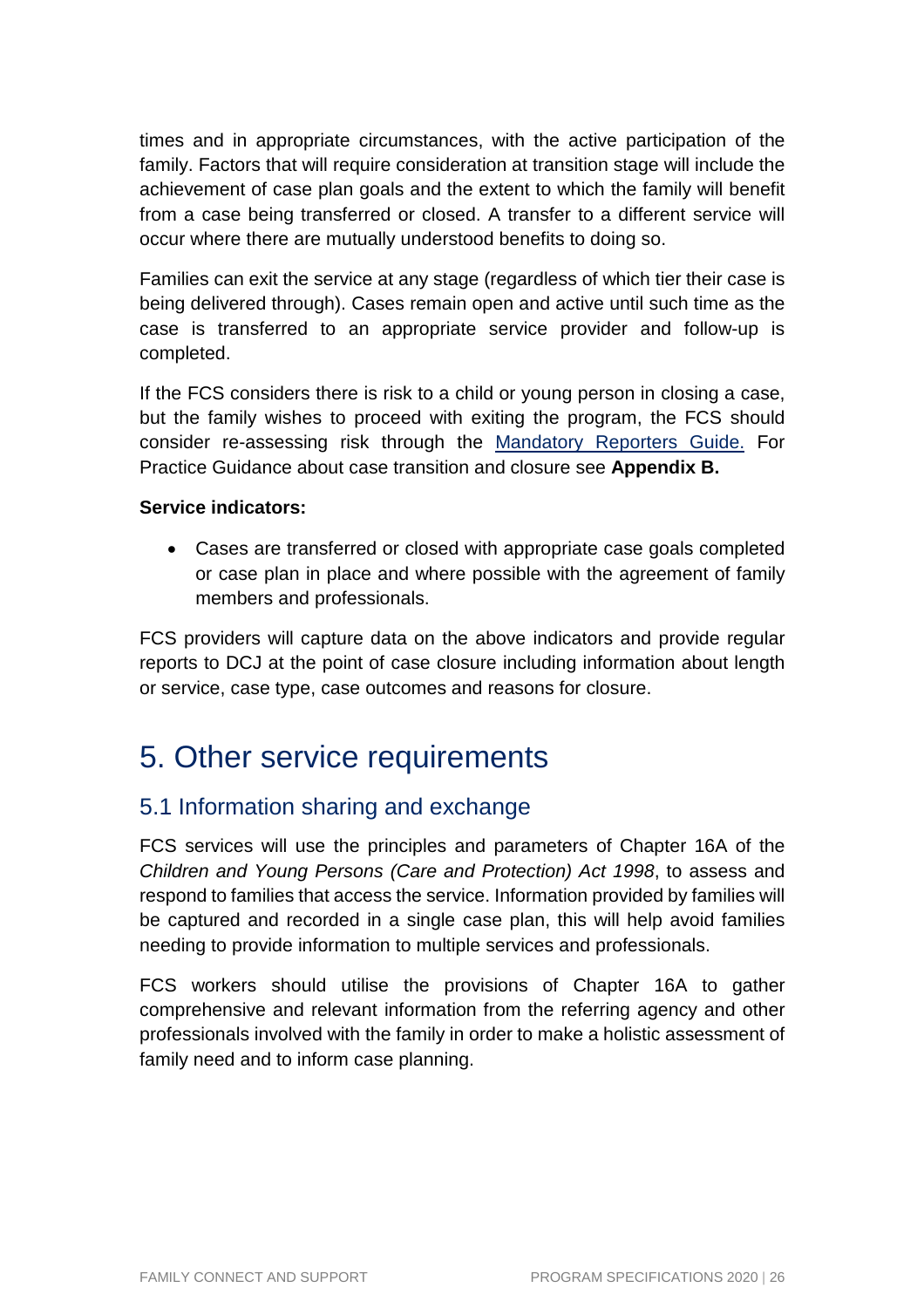times and in appropriate circumstances, with the active participation of the family. Factors that will require consideration at transition stage will include the achievement of case plan goals and the extent to which the family will benefit from a case being transferred or closed. A transfer to a different service will occur where there are mutually understood benefits to doing so.

Families can exit the service at any stage (regardless of which tier their case is being delivered through). Cases remain open and active until such time as the case is transferred to an appropriate service provider and follow-up is completed.

If the FCS considers there is risk to a child or young person in closing a case, but the family wishes to proceed with exiting the program, the FCS should consider re-assessing risk through the Mandatory Reporters Guide. For Practice Guidance about case transition and closure see **Appendix B.**

**Service indicators:**

- Cases are transferred or closed with appropriate case goals completed or case plan in place and where possible with the agreement of family members and professionals.

FCS providers will capture data on the above indicators and provide regular reports to DCJ at the point of case closure including information about length or service, case type, case outcomes and reasons for closure.

# 5. Other service requirements

## 5.1 Information sharing and exchange

FCS services will use the principles and parameters of Chapter 16A of the *Children and Young Persons (Care and Protection) Act 1998*, to assess and respond to families that access the service. Information provided by families will be captured and recorded in a single case plan, this will help avoid families needing to provide information to multiple services and professionals.

FCS workers should utilise the provisions of Chapter 16A to gather comprehensive and relevant information from the referring agency and other professionals involved with the family in order to make a holistic assessment of family need and to inform case planning.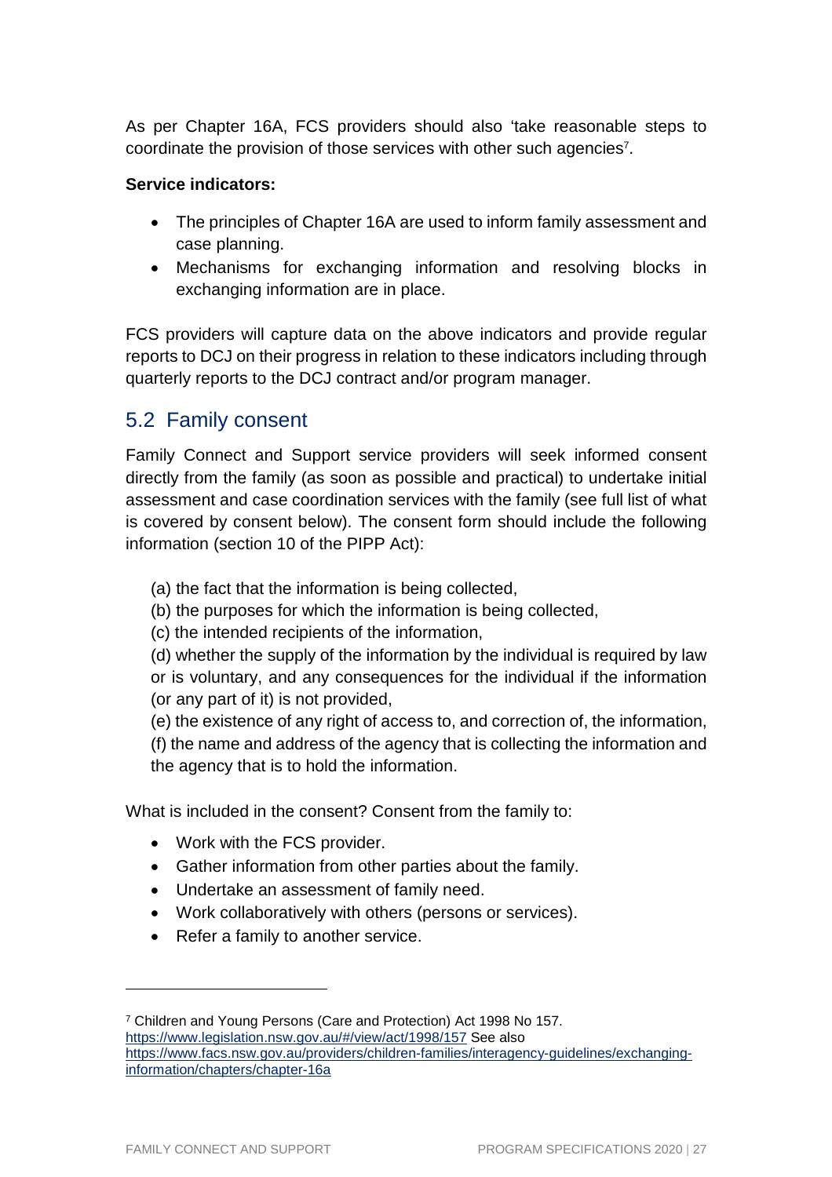As per Chapter 16A, FCS providers should also 'take reasonable steps to coordinate the provision of those services with other such agencies[7].

**Service indicators:**

- The principles of Chapter 16A are used to inform family assessment and case planning.
- Mechanisms for exchanging information and resolving blocks in exchanging information are in place.

FCS providers will capture data on the above indicators and provide regular reports to DCJ on their progress in relation to these indicators including through quarterly reports to the DCJ contract and/or program manager.

## 5.2 Family consent

Family Connect and Support service providers will seek informed consent directly from the family (as soon as possible and practical) to undertake initial assessment and case coordination services with the family (see full list of what is covered by consent below). The consent form should include the following information (section 10 of the PIPP Act):

(a) the fact that the information is being collected,

(b) the purposes for which the information is being collected,

(c) the intended recipients of the information,

(d) whether the supply of the information by the individual is required by law or is voluntary, and any consequences for the individual if the information (or any part of it) is not provided,

(e) the existence of any right of access to, and correction of, the information,

(f) the name and address of the agency that is collecting the information and the agency that is to hold the information.

What is included in the consent? Consent from the family to:

- Work with the FCS provider.
- Gather information from other parties about the family.
- Undertake an assessment of family need.
- Work collaboratively with others (persons or services).
- Refer a family to another service.

---

[7] Children and Young Persons (Care and Protection) Act 1998 No 157. https://www.legislation.nsw.gov.au/#/view/act/1998/157 See also https://www.facs.nsw.gov.au/providers/children-families/interagency-guidelines/exchanging-information/chapters/chapter-16a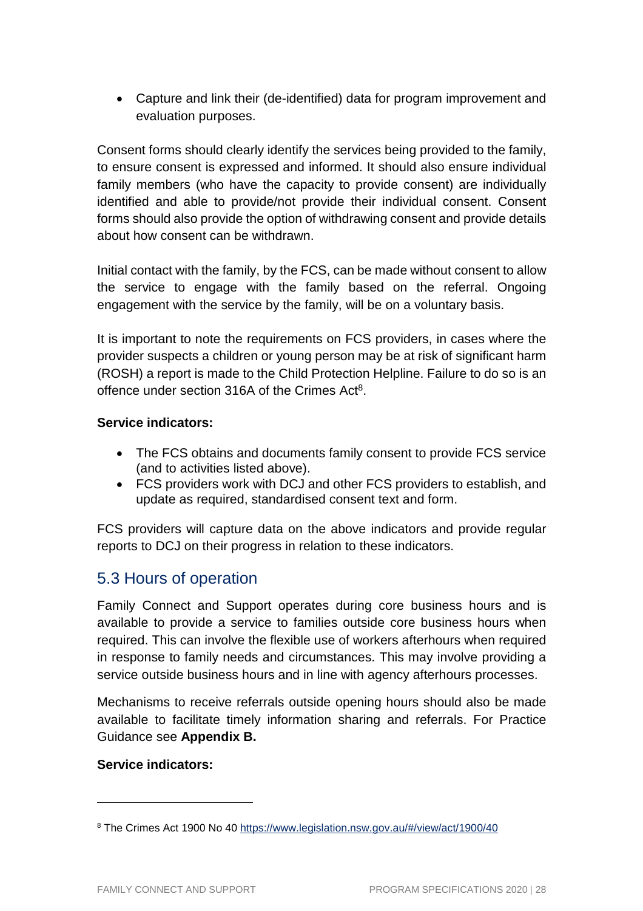- Capture and link their (de-identified) data for program improvement and evaluation purposes.

Consent forms should clearly identify the services being provided to the family, to ensure consent is expressed and informed. It should also ensure individual family members (who have the capacity to provide consent) are individually identified and able to provide/not provide their individual consent. Consent forms should also provide the option of withdrawing consent and provide details about how consent can be withdrawn.

Initial contact with the family, by the FCS, can be made without consent to allow the service to engage with the family based on the referral. Ongoing engagement with the service by the family, will be on a voluntary basis.

It is important to note the requirements on FCS providers, in cases where the provider suspects a children or young person may be at risk of significant harm (ROSH) a report is made to the Child Protection Helpline. Failure to do so is an offence under section 316A of the Crimes Act[8].

**Service indicators:**

- The FCS obtains and documents family consent to provide FCS service (and to activities listed above).
- FCS providers work with DCJ and other FCS providers to establish, and update as required, standardised consent text and form.

FCS providers will capture data on the above indicators and provide regular reports to DCJ on their progress in relation to these indicators.

## 5.3 Hours of operation

Family Connect and Support operates during core business hours and is available to provide a service to families outside core business hours when required. This can involve the flexible use of workers afterhours when required in response to family needs and circumstances. This may involve providing a service outside business hours and in line with agency afterhours processes.

Mechanisms to receive referrals outside opening hours should also be made available to facilitate timely information sharing and referrals. For Practice Guidance see **Appendix B.**

**Service indicators:**

---

[8] The Crimes Act 1900 No 40 https://www.legislation.nsw.gov.au/#/view/act/1900/40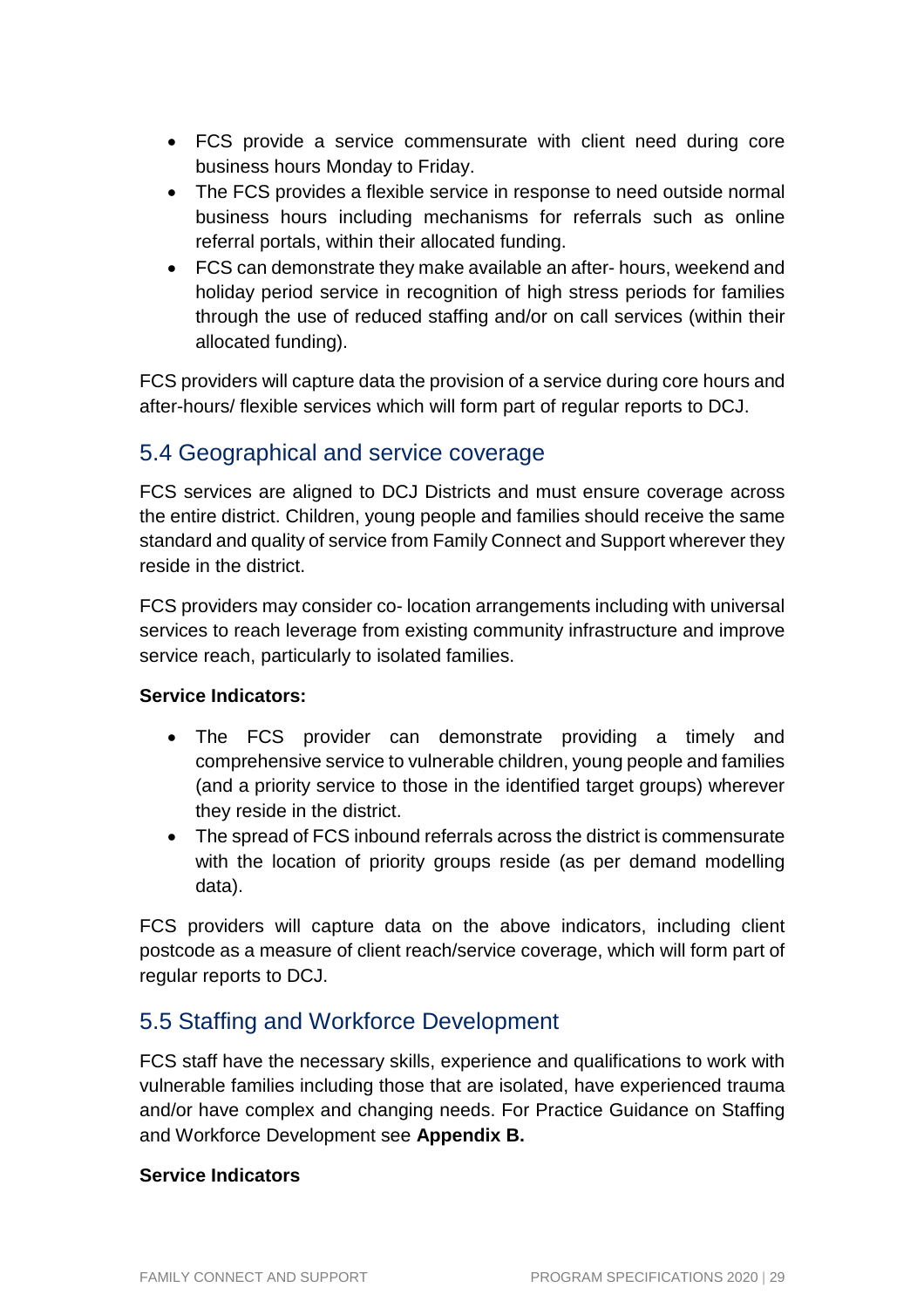- FCS provide a service commensurate with client need during core business hours Monday to Friday.
- The FCS provides a flexible service in response to need outside normal business hours including mechanisms for referrals such as online referral portals, within their allocated funding.
- FCS can demonstrate they make available an after- hours, weekend and holiday period service in recognition of high stress periods for families through the use of reduced staffing and/or on call services (within their allocated funding).

FCS providers will capture data the provision of a service during core hours and after-hours/ flexible services which will form part of regular reports to DCJ.

## 5.4 Geographical and service coverage

FCS services are aligned to DCJ Districts and must ensure coverage across the entire district. Children, young people and families should receive the same standard and quality of service from Family Connect and Support wherever they reside in the district.

FCS providers may consider co- location arrangements including with universal services to reach leverage from existing community infrastructure and improve service reach, particularly to isolated families.

**Service Indicators:**

- The FCS provider can demonstrate providing a timely and comprehensive service to vulnerable children, young people and families (and a priority service to those in the identified target groups) wherever they reside in the district.
- The spread of FCS inbound referrals across the district is commensurate with the location of priority groups reside (as per demand modelling data).

FCS providers will capture data on the above indicators, including client postcode as a measure of client reach/service coverage, which will form part of regular reports to DCJ.

## 5.5 Staffing and Workforce Development

FCS staff have the necessary skills, experience and qualifications to work with vulnerable families including those that are isolated, have experienced trauma and/or have complex and changing needs. For Practice Guidance on Staffing and Workforce Development see **Appendix B.**

**Service Indicators**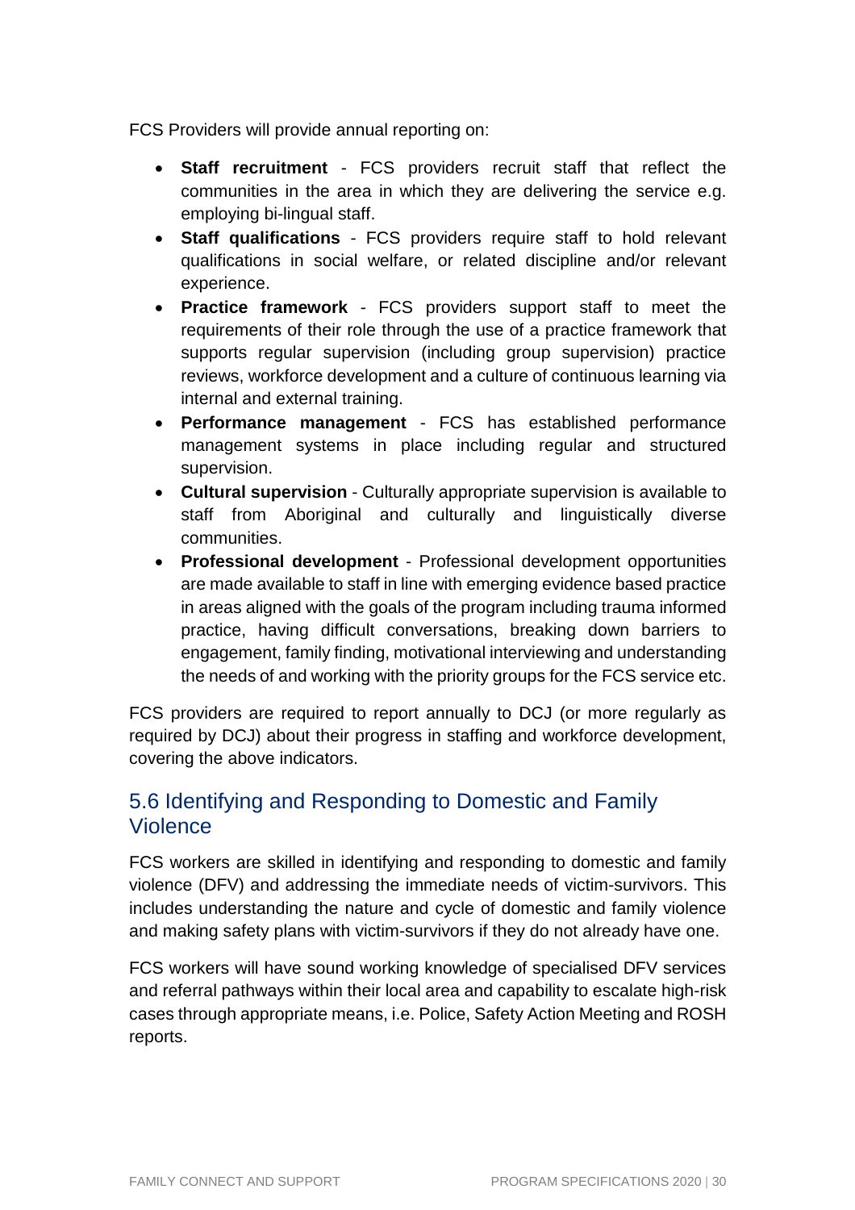FCS Providers will provide annual reporting on:

- **Staff recruitment** - FCS providers recruit staff that reflect the communities in the area in which they are delivering the service e.g. employing bi-lingual staff.
- **Staff qualifications** - FCS providers require staff to hold relevant qualifications in social welfare, or related discipline and/or relevant experience.
- **Practice framework** - FCS providers support staff to meet the requirements of their role through the use of a practice framework that supports regular supervision (including group supervision) practice reviews, workforce development and a culture of continuous learning via internal and external training.
- **Performance management** - FCS has established performance management systems in place including regular and structured supervision.
- **Cultural supervision** - Culturally appropriate supervision is available to staff from Aboriginal and culturally and linguistically diverse communities.
- **Professional development** - Professional development opportunities are made available to staff in line with emerging evidence based practice in areas aligned with the goals of the program including trauma informed practice, having difficult conversations, breaking down barriers to engagement, family finding, motivational interviewing and understanding the needs of and working with the priority groups for the FCS service etc.

FCS providers are required to report annually to DCJ (or more regularly as required by DCJ) about their progress in staffing and workforce development, covering the above indicators.

## 5.6 Identifying and Responding to Domestic and Family Violence

FCS workers are skilled in identifying and responding to domestic and family violence (DFV) and addressing the immediate needs of victim-survivors. This includes understanding the nature and cycle of domestic and family violence and making safety plans with victim-survivors if they do not already have one.

FCS workers will have sound working knowledge of specialised DFV services and referral pathways within their local area and capability to escalate high-risk cases through appropriate means, i.e. Police, Safety Action Meeting and ROSH reports.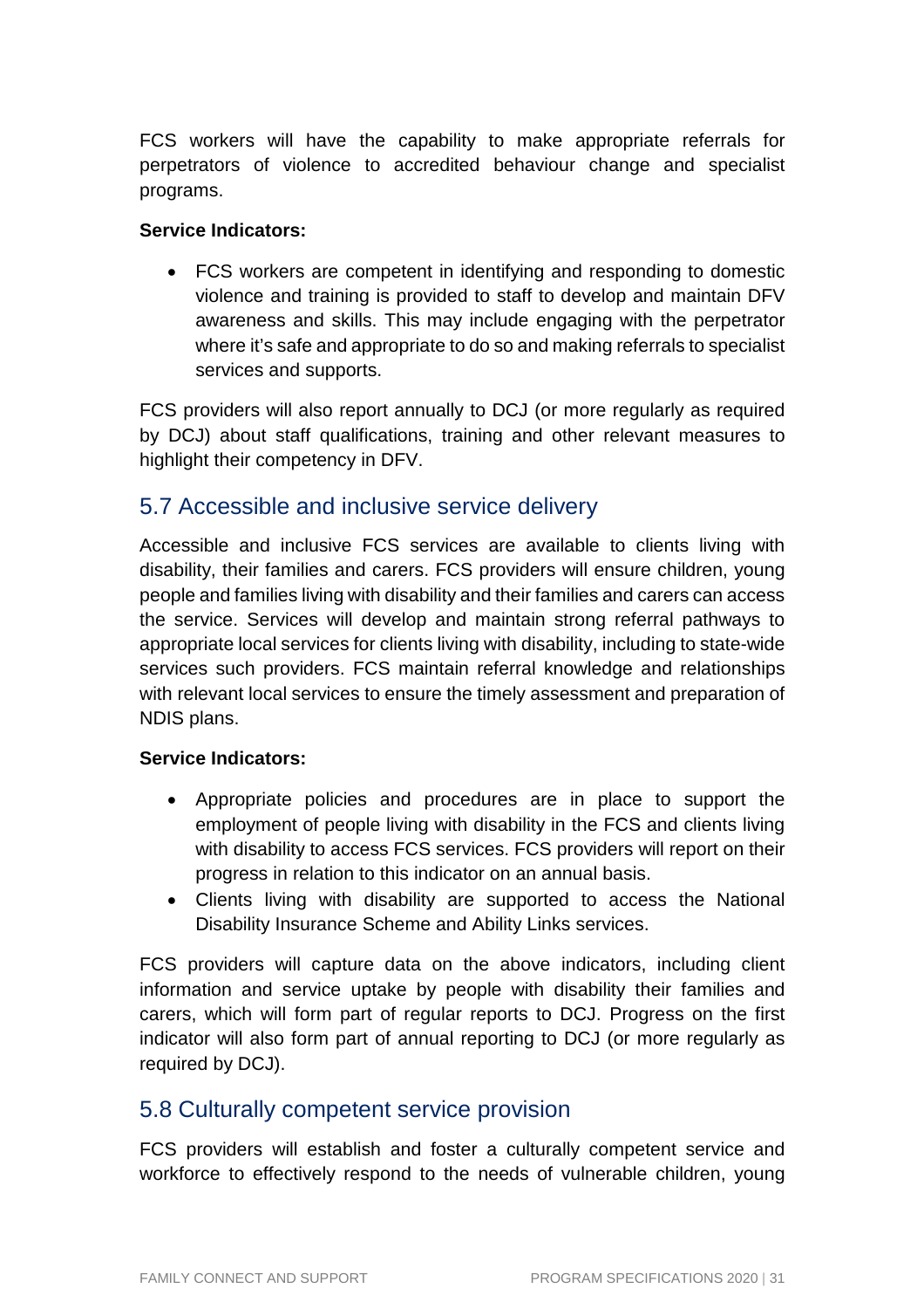FCS workers will have the capability to make appropriate referrals for perpetrators of violence to accredited behaviour change and specialist programs.

**Service Indicators:**

- FCS workers are competent in identifying and responding to domestic violence and training is provided to staff to develop and maintain DFV awareness and skills. This may include engaging with the perpetrator where it's safe and appropriate to do so and making referrals to specialist services and supports.

FCS providers will also report annually to DCJ (or more regularly as required by DCJ) about staff qualifications, training and other relevant measures to highlight their competency in DFV.

## 5.7 Accessible and inclusive service delivery

Accessible and inclusive FCS services are available to clients living with disability, their families and carers. FCS providers will ensure children, young people and families living with disability and their families and carers can access the service. Services will develop and maintain strong referral pathways to appropriate local services for clients living with disability, including to state-wide services such providers. FCS maintain referral knowledge and relationships with relevant local services to ensure the timely assessment and preparation of NDIS plans.

**Service Indicators:**

- Appropriate policies and procedures are in place to support the employment of people living with disability in the FCS and clients living with disability to access FCS services. FCS providers will report on their progress in relation to this indicator on an annual basis.
- Clients living with disability are supported to access the National Disability Insurance Scheme and Ability Links services.

FCS providers will capture data on the above indicators, including client information and service uptake by people with disability their families and carers, which will form part of regular reports to DCJ. Progress on the first indicator will also form part of annual reporting to DCJ (or more regularly as required by DCJ).

## 5.8 Culturally competent service provision

FCS providers will establish and foster a culturally competent service and workforce to effectively respond to the needs of vulnerable children, young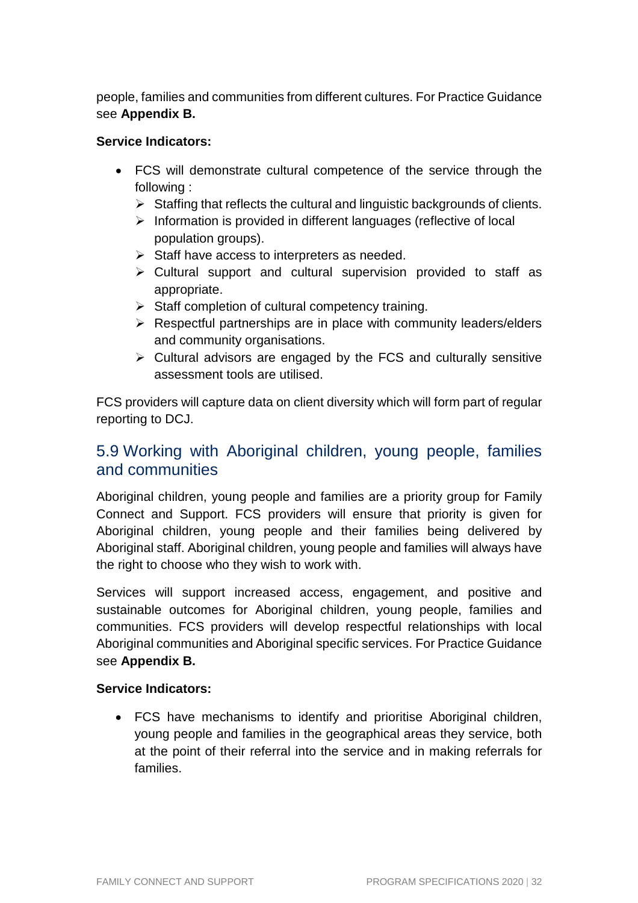people, families and communities from different cultures. For Practice Guidance see **Appendix B.**

**Service Indicators:**

- FCS will demonstrate cultural competence of the service through the following :
  - Staffing that reflects the cultural and linguistic backgrounds of clients.
  - Information is provided in different languages (reflective of local population groups).
  - Staff have access to interpreters as needed.
  - Cultural support and cultural supervision provided to staff as appropriate.
  - Staff completion of cultural competency training.
  - Respectful partnerships are in place with community leaders/elders and community organisations.
  - Cultural advisors are engaged by the FCS and culturally sensitive assessment tools are utilised.

FCS providers will capture data on client diversity which will form part of regular reporting to DCJ.

## 5.9 Working with Aboriginal children, young people, families and communities

Aboriginal children, young people and families are a priority group for Family Connect and Support. FCS providers will ensure that priority is given for Aboriginal children, young people and their families being delivered by Aboriginal staff. Aboriginal children, young people and families will always have the right to choose who they wish to work with.

Services will support increased access, engagement, and positive and sustainable outcomes for Aboriginal children, young people, families and communities. FCS providers will develop respectful relationships with local Aboriginal communities and Aboriginal specific services. For Practice Guidance see **Appendix B.**

**Service Indicators:**

- FCS have mechanisms to identify and prioritise Aboriginal children, young people and families in the geographical areas they service, both at the point of their referral into the service and in making referrals for families.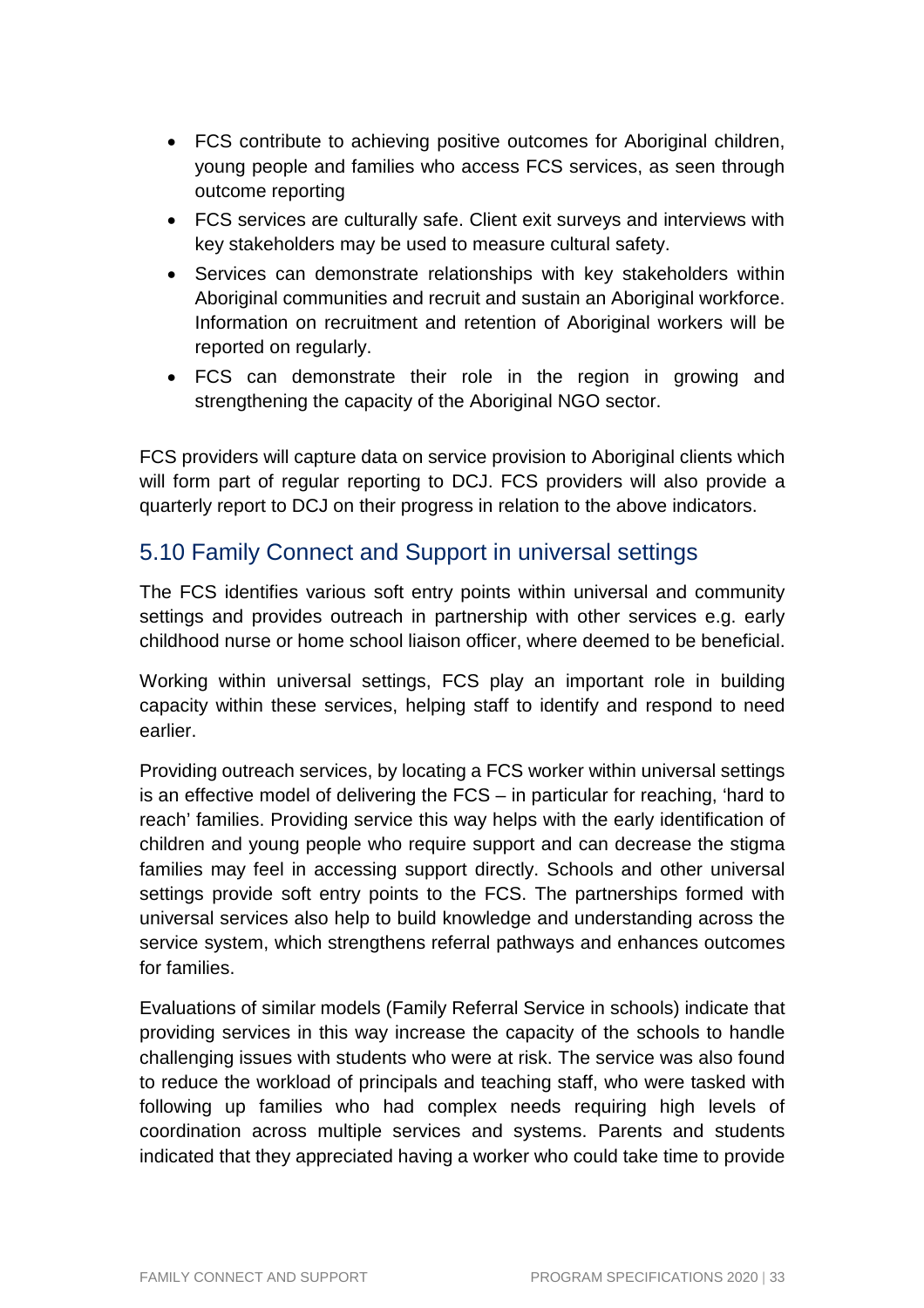- FCS contribute to achieving positive outcomes for Aboriginal children, young people and families who access FCS services, as seen through outcome reporting
- FCS services are culturally safe. Client exit surveys and interviews with key stakeholders may be used to measure cultural safety.
- Services can demonstrate relationships with key stakeholders within Aboriginal communities and recruit and sustain an Aboriginal workforce. Information on recruitment and retention of Aboriginal workers will be reported on regularly.
- FCS can demonstrate their role in the region in growing and strengthening the capacity of the Aboriginal NGO sector.

FCS providers will capture data on service provision to Aboriginal clients which will form part of regular reporting to DCJ. FCS providers will also provide a quarterly report to DCJ on their progress in relation to the above indicators.

## 5.10 Family Connect and Support in universal settings

The FCS identifies various soft entry points within universal and community settings and provides outreach in partnership with other services e.g. early childhood nurse or home school liaison officer, where deemed to be beneficial.

Working within universal settings, FCS play an important role in building capacity within these services, helping staff to identify and respond to need earlier.

Providing outreach services, by locating a FCS worker within universal settings is an effective model of delivering the FCS – in particular for reaching, 'hard to reach' families. Providing service this way helps with the early identification of children and young people who require support and can decrease the stigma families may feel in accessing support directly. Schools and other universal settings provide soft entry points to the FCS. The partnerships formed with universal services also help to build knowledge and understanding across the service system, which strengthens referral pathways and enhances outcomes for families.

Evaluations of similar models (Family Referral Service in schools) indicate that providing services in this way increase the capacity of the schools to handle challenging issues with students who were at risk. The service was also found to reduce the workload of principals and teaching staff, who were tasked with following up families who had complex needs requiring high levels of coordination across multiple services and systems. Parents and students indicated that they appreciated having a worker who could take time to provide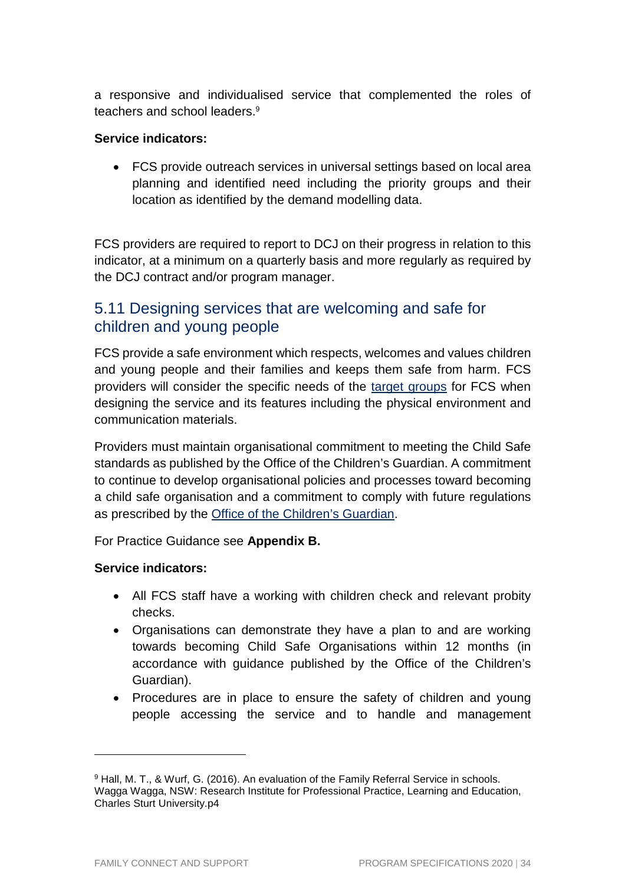a responsive and individualised service that complemented the roles of teachers and school leaders.[9]

**Service indicators:**

- FCS provide outreach services in universal settings based on local area planning and identified need including the priority groups and their location as identified by the demand modelling data.

FCS providers are required to report to DCJ on their progress in relation to this indicator, at a minimum on a quarterly basis and more regularly as required by the DCJ contract and/or program manager.

## 5.11 Designing services that are welcoming and safe for children and young people

FCS provide a safe environment which respects, welcomes and values children and young people and their families and keeps them safe from harm. FCS providers will consider the specific needs of the target groups for FCS when designing the service and its features including the physical environment and communication materials.

Providers must maintain organisational commitment to meeting the Child Safe standards as published by the Office of the Children's Guardian. A commitment to continue to develop organisational policies and processes toward becoming a child safe organisation and a commitment to comply with future regulations as prescribed by the Office of the Children's Guardian.

For Practice Guidance see **Appendix B.**

**Service indicators:**

- All FCS staff have a working with children check and relevant probity checks.
- Organisations can demonstrate they have a plan to and are working towards becoming Child Safe Organisations within 12 months (in accordance with guidance published by the Office of the Children's Guardian).
- Procedures are in place to ensure the safety of children and young people accessing the service and to handle and management

[9] Hall, M. T., & Wurf, G. (2016). An evaluation of the Family Referral Service in schools. Wagga Wagga, NSW: Research Institute for Professional Practice, Learning and Education, Charles Sturt University.p4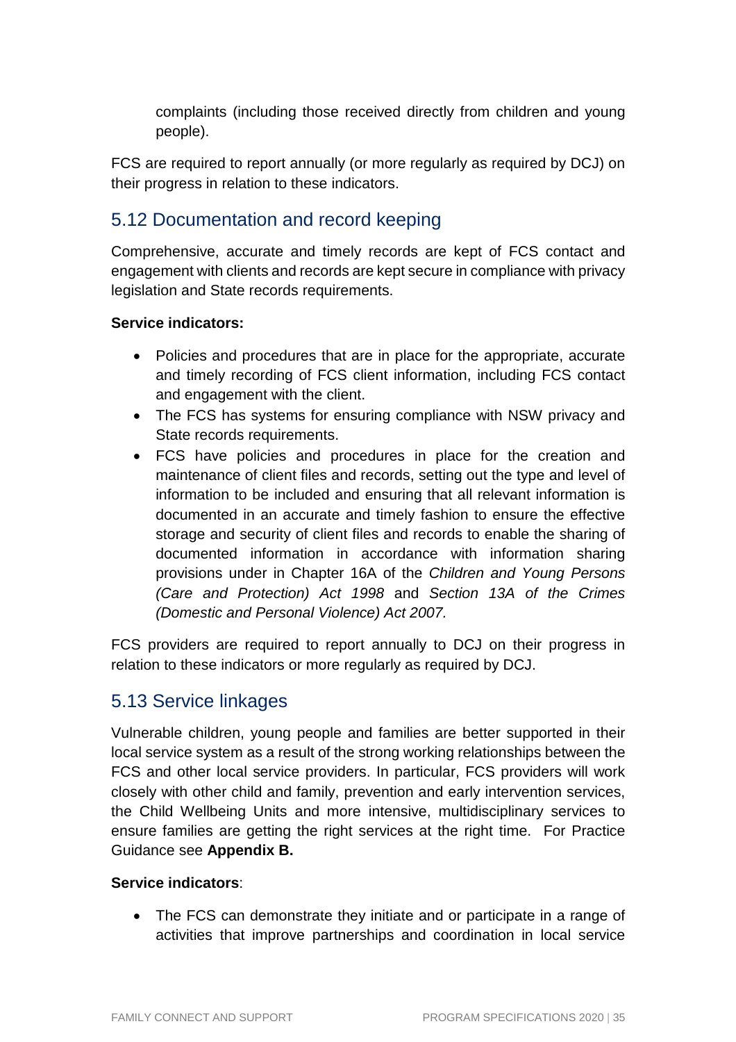complaints (including those received directly from children and young people).

FCS are required to report annually (or more regularly as required by DCJ) on their progress in relation to these indicators.

## 5.12 Documentation and record keeping

Comprehensive, accurate and timely records are kept of FCS contact and engagement with clients and records are kept secure in compliance with privacy legislation and State records requirements.

**Service indicators:**

- Policies and procedures that are in place for the appropriate, accurate and timely recording of FCS client information, including FCS contact and engagement with the client.
- The FCS has systems for ensuring compliance with NSW privacy and State records requirements.
- FCS have policies and procedures in place for the creation and maintenance of client files and records, setting out the type and level of information to be included and ensuring that all relevant information is documented in an accurate and timely fashion to ensure the effective storage and security of client files and records to enable the sharing of documented information in accordance with information sharing provisions under in Chapter 16A of the *Children and Young Persons (Care and Protection) Act 1998* and *Section 13A of the Crimes (Domestic and Personal Violence) Act 2007.*

FCS providers are required to report annually to DCJ on their progress in relation to these indicators or more regularly as required by DCJ.

## 5.13 Service linkages

Vulnerable children, young people and families are better supported in their local service system as a result of the strong working relationships between the FCS and other local service providers. In particular, FCS providers will work closely with other child and family, prevention and early intervention services, the Child Wellbeing Units and more intensive, multidisciplinary services to ensure families are getting the right services at the right time. For Practice Guidance see **Appendix B.**

**Service indicators**:

- The FCS can demonstrate they initiate and or participate in a range of activities that improve partnerships and coordination in local service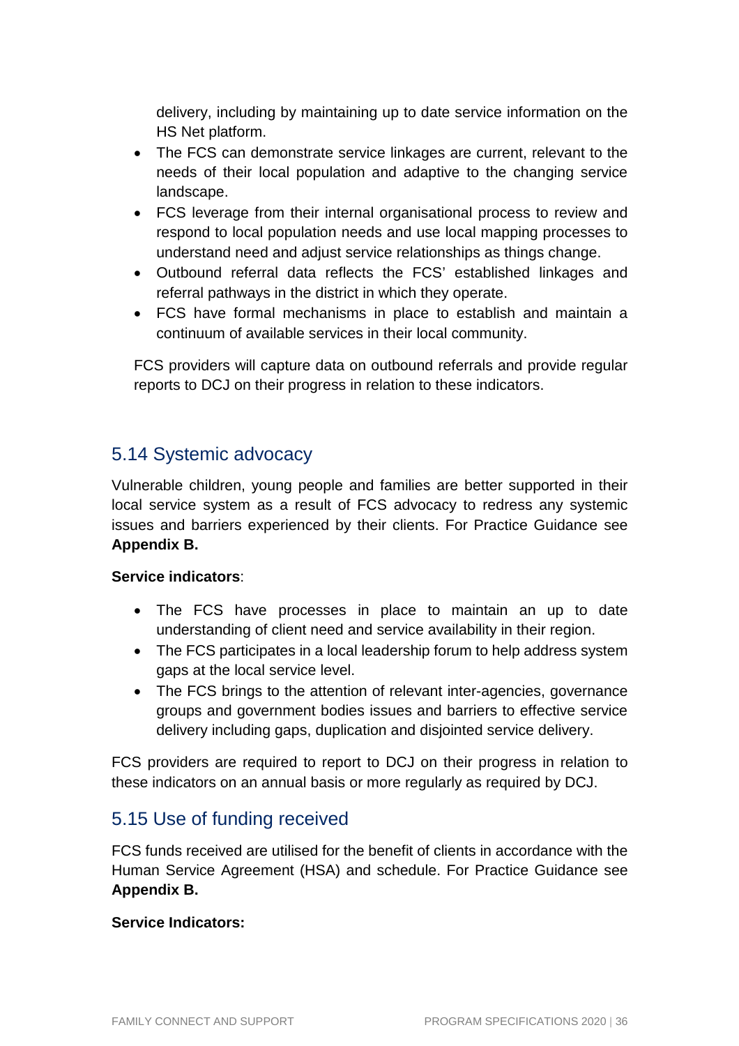delivery, including by maintaining up to date service information on the HS Net platform.
- The FCS can demonstrate service linkages are current, relevant to the needs of their local population and adaptive to the changing service landscape.
- FCS leverage from their internal organisational process to review and respond to local population needs and use local mapping processes to understand need and adjust service relationships as things change.
- Outbound referral data reflects the FCS' established linkages and referral pathways in the district in which they operate.
- FCS have formal mechanisms in place to establish and maintain a continuum of available services in their local community.

FCS providers will capture data on outbound referrals and provide regular reports to DCJ on their progress in relation to these indicators.

## 5.14 Systemic advocacy

Vulnerable children, young people and families are better supported in their local service system as a result of FCS advocacy to redress any systemic issues and barriers experienced by their clients. For Practice Guidance see **Appendix B.**

**Service indicators**:

- The FCS have processes in place to maintain an up to date understanding of client need and service availability in their region.
- The FCS participates in a local leadership forum to help address system gaps at the local service level.
- The FCS brings to the attention of relevant inter-agencies, governance groups and government bodies issues and barriers to effective service delivery including gaps, duplication and disjointed service delivery.

FCS providers are required to report to DCJ on their progress in relation to these indicators on an annual basis or more regularly as required by DCJ.

## 5.15 Use of funding received

FCS funds received are utilised for the benefit of clients in accordance with the Human Service Agreement (HSA) and schedule. For Practice Guidance see **Appendix B.**

**Service Indicators:**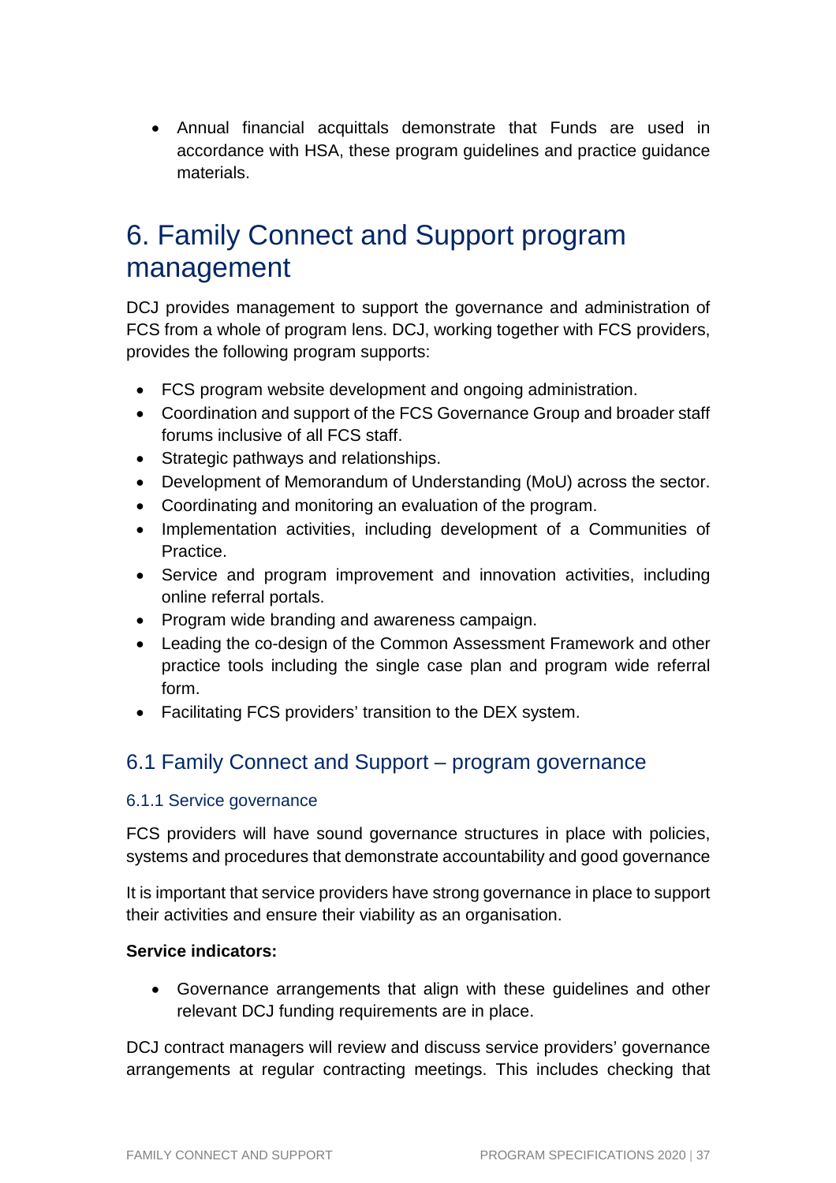- Annual financial acquittals demonstrate that Funds are used in accordance with HSA, these program guidelines and practice guidance materials.

# 6. Family Connect and Support program management

DCJ provides management to support the governance and administration of FCS from a whole of program lens. DCJ, working together with FCS providers, provides the following program supports:

- FCS program website development and ongoing administration.
- Coordination and support of the FCS Governance Group and broader staff forums inclusive of all FCS staff.
- Strategic pathways and relationships.
- Development of Memorandum of Understanding (MoU) across the sector.
- Coordinating and monitoring an evaluation of the program.
- Implementation activities, including development of a Communities of Practice.
- Service and program improvement and innovation activities, including online referral portals.
- Program wide branding and awareness campaign.
- Leading the co-design of the Common Assessment Framework and other practice tools including the single case plan and program wide referral form.
- Facilitating FCS providers' transition to the DEX system.

## 6.1 Family Connect and Support – program governance

### 6.1.1 Service governance

FCS providers will have sound governance structures in place with policies, systems and procedures that demonstrate accountability and good governance

It is important that service providers have strong governance in place to support their activities and ensure their viability as an organisation.

**Service indicators:**

- Governance arrangements that align with these guidelines and other relevant DCJ funding requirements are in place.

DCJ contract managers will review and discuss service providers' governance arrangements at regular contracting meetings. This includes checking that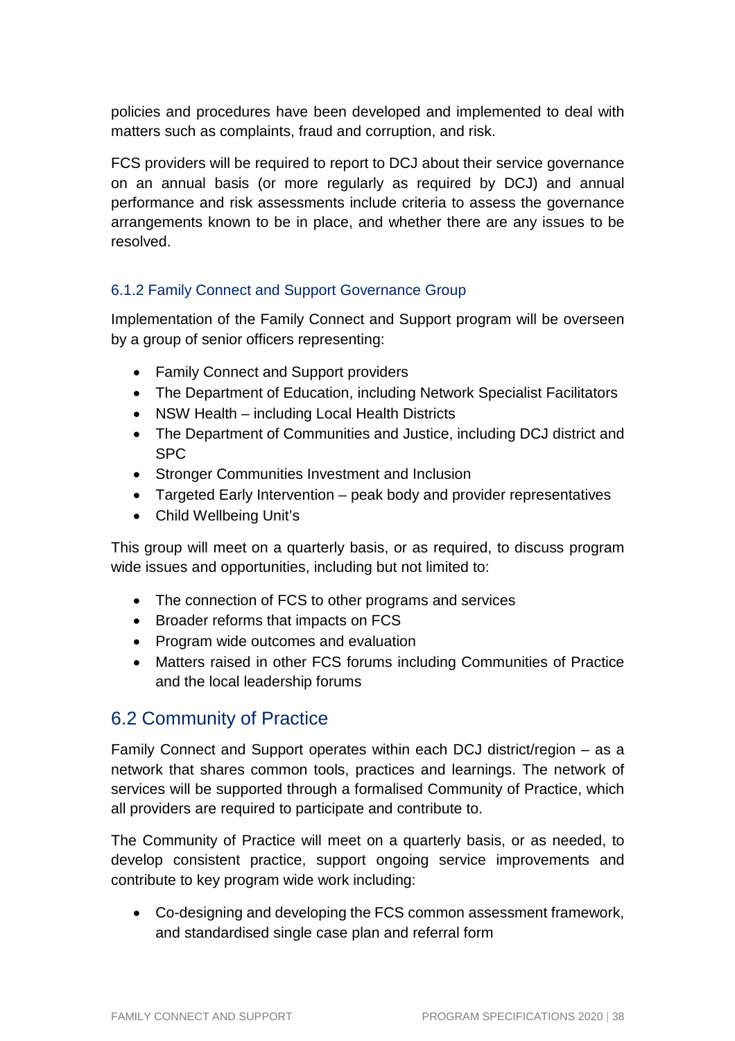policies and procedures have been developed and implemented to deal with matters such as complaints, fraud and corruption, and risk.

FCS providers will be required to report to DCJ about their service governance on an annual basis (or more regularly as required by DCJ) and annual performance and risk assessments include criteria to assess the governance arrangements known to be in place, and whether there are any issues to be resolved.

### 6.1.2 Family Connect and Support Governance Group

Implementation of the Family Connect and Support program will be overseen by a group of senior officers representing:

- Family Connect and Support providers
- The Department of Education, including Network Specialist Facilitators
- NSW Health – including Local Health Districts
- The Department of Communities and Justice, including DCJ district and SPC
- Stronger Communities Investment and Inclusion
- Targeted Early Intervention – peak body and provider representatives
- Child Wellbeing Unit's

This group will meet on a quarterly basis, or as required, to discuss program wide issues and opportunities, including but not limited to:

- The connection of FCS to other programs and services
- Broader reforms that impacts on FCS
- Program wide outcomes and evaluation
- Matters raised in other FCS forums including Communities of Practice and the local leadership forums

## 6.2 Community of Practice

Family Connect and Support operates within each DCJ district/region – as a network that shares common tools, practices and learnings. The network of services will be supported through a formalised Community of Practice, which all providers are required to participate and contribute to.

The Community of Practice will meet on a quarterly basis, or as needed, to develop consistent practice, support ongoing service improvements and contribute to key program wide work including:

- Co-designing and developing the FCS common assessment framework, and standardised single case plan and referral form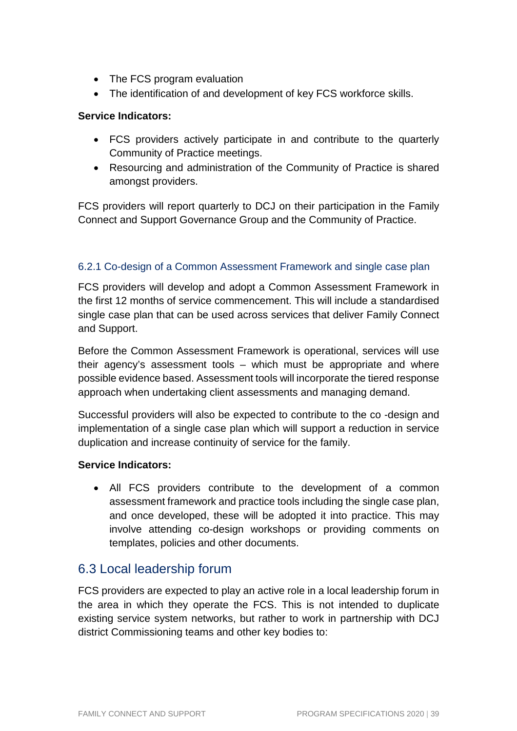- The FCS program evaluation
- The identification of and development of key FCS workforce skills.

**Service Indicators:**

- FCS providers actively participate in and contribute to the quarterly Community of Practice meetings.
- Resourcing and administration of the Community of Practice is shared amongst providers.

FCS providers will report quarterly to DCJ on their participation in the Family Connect and Support Governance Group and the Community of Practice.

### 6.2.1 Co-design of a Common Assessment Framework and single case plan

FCS providers will develop and adopt a Common Assessment Framework in the first 12 months of service commencement. This will include a standardised single case plan that can be used across services that deliver Family Connect and Support.

Before the Common Assessment Framework is operational, services will use their agency's assessment tools – which must be appropriate and where possible evidence based. Assessment tools will incorporate the tiered response approach when undertaking client assessments and managing demand.

Successful providers will also be expected to contribute to the co -design and implementation of a single case plan which will support a reduction in service duplication and increase continuity of service for the family.

**Service Indicators:**

- All FCS providers contribute to the development of a common assessment framework and practice tools including the single case plan, and once developed, these will be adopted it into practice. This may involve attending co-design workshops or providing comments on templates, policies and other documents.

## 6.3 Local leadership forum

FCS providers are expected to play an active role in a local leadership forum in the area in which they operate the FCS. This is not intended to duplicate existing service system networks, but rather to work in partnership with DCJ district Commissioning teams and other key bodies to: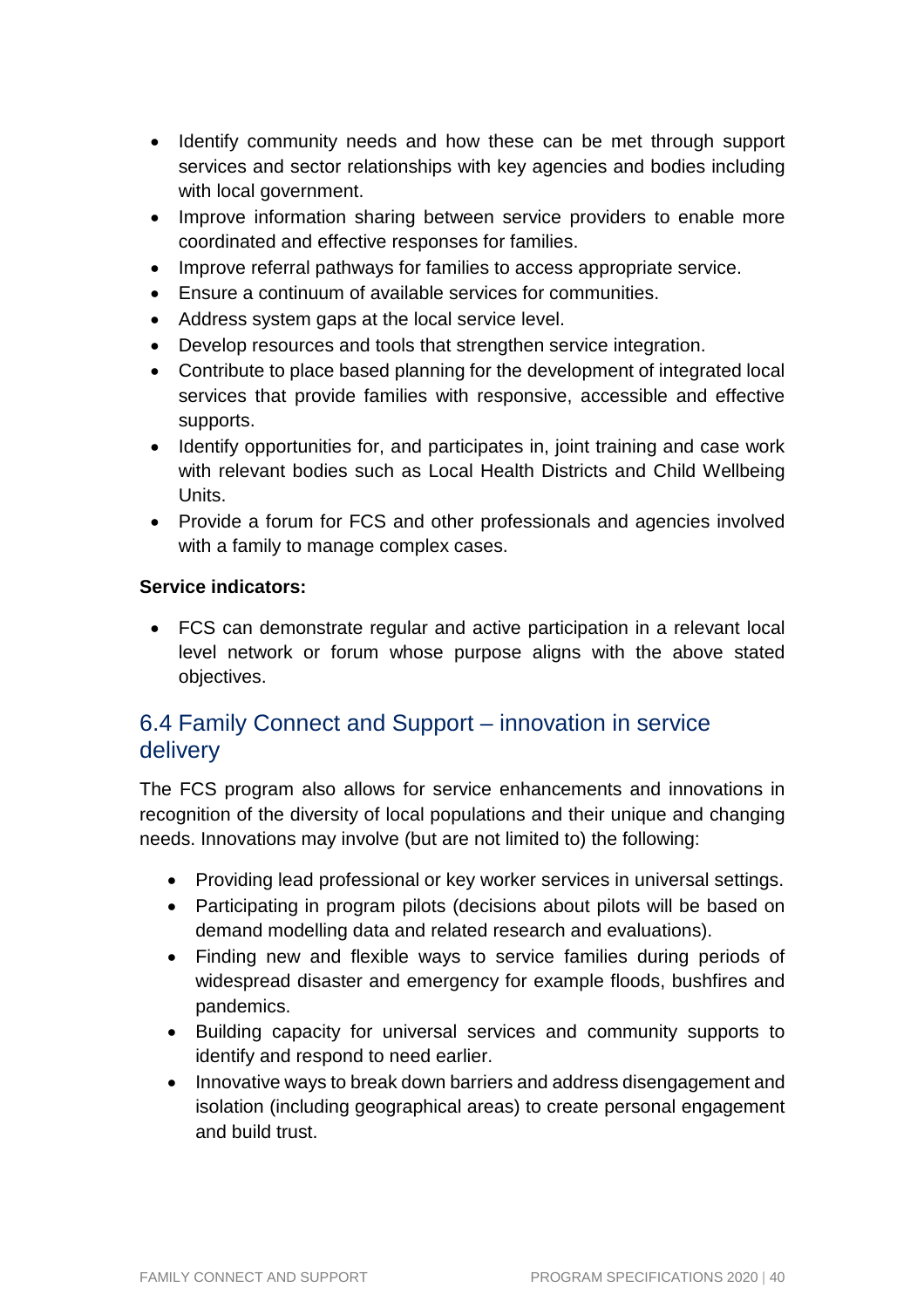- Identify community needs and how these can be met through support services and sector relationships with key agencies and bodies including with local government.
- Improve information sharing between service providers to enable more coordinated and effective responses for families.
- Improve referral pathways for families to access appropriate service.
- Ensure a continuum of available services for communities.
- Address system gaps at the local service level.
- Develop resources and tools that strengthen service integration.
- Contribute to place based planning for the development of integrated local services that provide families with responsive, accessible and effective supports.
- Identify opportunities for, and participates in, joint training and case work with relevant bodies such as Local Health Districts and Child Wellbeing Units.
- Provide a forum for FCS and other professionals and agencies involved with a family to manage complex cases.

**Service indicators:**

- FCS can demonstrate regular and active participation in a relevant local level network or forum whose purpose aligns with the above stated objectives.

## 6.4 Family Connect and Support – innovation in service delivery

The FCS program also allows for service enhancements and innovations in recognition of the diversity of local populations and their unique and changing needs. Innovations may involve (but are not limited to) the following:

- Providing lead professional or key worker services in universal settings.
- Participating in program pilots (decisions about pilots will be based on demand modelling data and related research and evaluations).
- Finding new and flexible ways to service families during periods of widespread disaster and emergency for example floods, bushfires and pandemics.
- Building capacity for universal services and community supports to identify and respond to need earlier.
- Innovative ways to break down barriers and address disengagement and isolation (including geographical areas) to create personal engagement and build trust.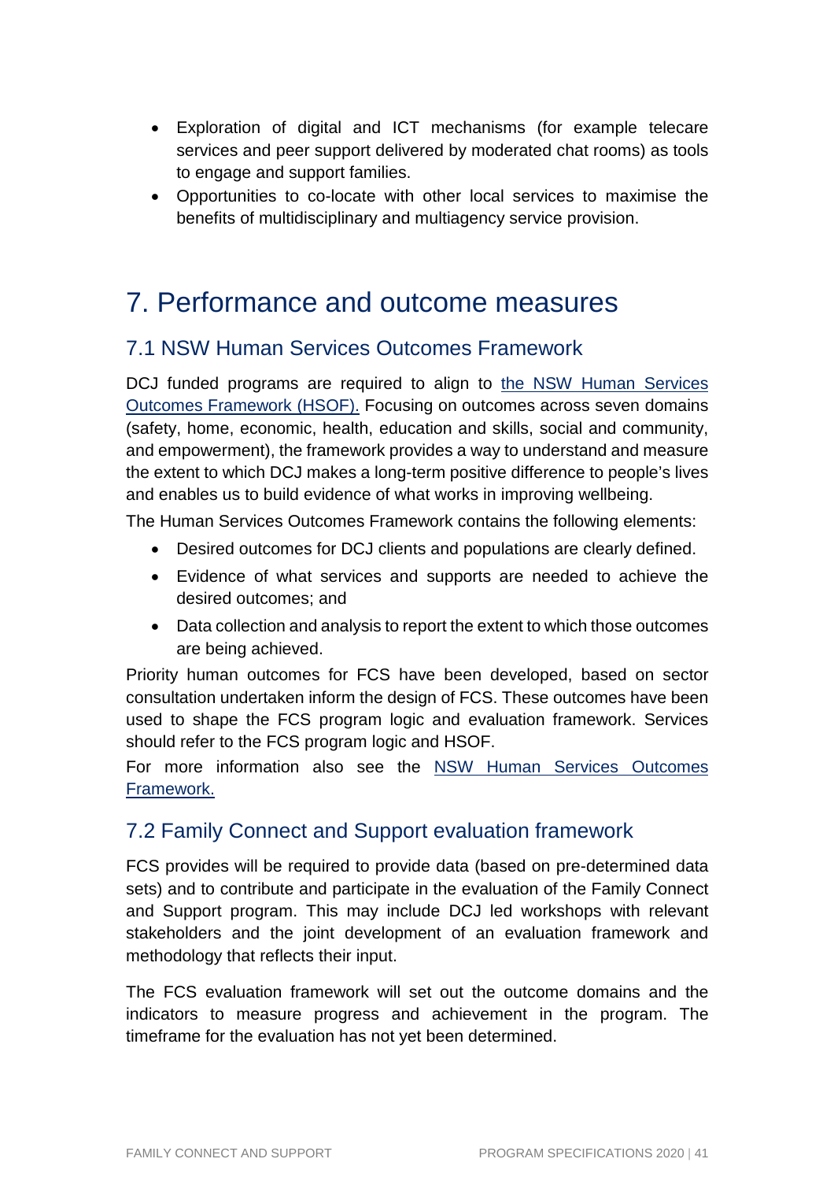- Exploration of digital and ICT mechanisms (for example telecare services and peer support delivered by moderated chat rooms) as tools to engage and support families.
- Opportunities to co-locate with other local services to maximise the benefits of multidisciplinary and multiagency service provision.

# 7. Performance and outcome measures

## 7.1 NSW Human Services Outcomes Framework

DCJ funded programs are required to align to the NSW Human Services Outcomes Framework (HSOF). Focusing on outcomes across seven domains (safety, home, economic, health, education and skills, social and community, and empowerment), the framework provides a way to understand and measure the extent to which DCJ makes a long-term positive difference to people's lives and enables us to build evidence of what works in improving wellbeing.

The Human Services Outcomes Framework contains the following elements:

- Desired outcomes for DCJ clients and populations are clearly defined.
- Evidence of what services and supports are needed to achieve the desired outcomes; and
- Data collection and analysis to report the extent to which those outcomes are being achieved.

Priority human outcomes for FCS have been developed, based on sector consultation undertaken inform the design of FCS. These outcomes have been used to shape the FCS program logic and evaluation framework. Services should refer to the FCS program logic and HSOF.

For more information also see the NSW Human Services Outcomes Framework.

## 7.2 Family Connect and Support evaluation framework

FCS provides will be required to provide data (based on pre-determined data sets) and to contribute and participate in the evaluation of the Family Connect and Support program. This may include DCJ led workshops with relevant stakeholders and the joint development of an evaluation framework and methodology that reflects their input.

The FCS evaluation framework will set out the outcome domains and the indicators to measure progress and achievement in the program. The timeframe for the evaluation has not yet been determined.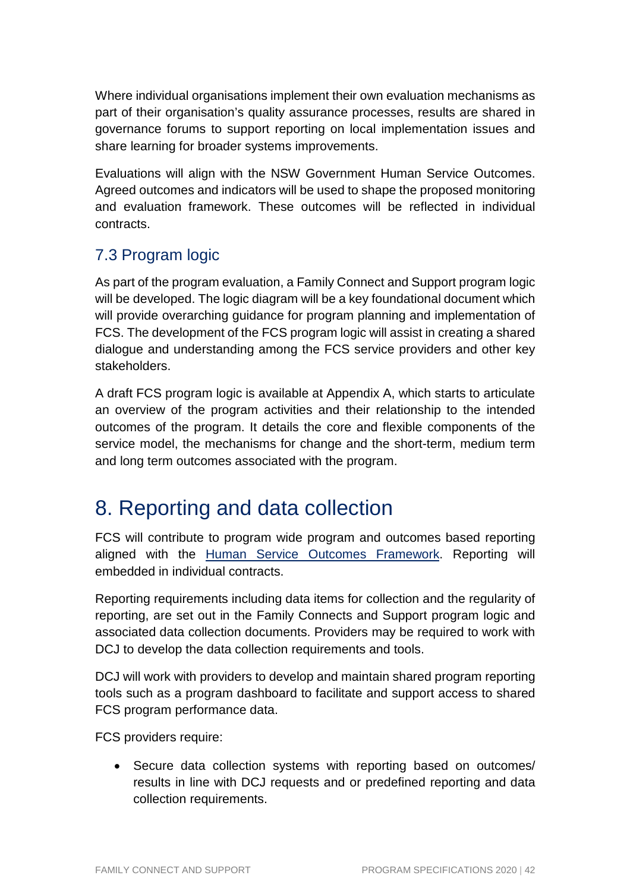Where individual organisations implement their own evaluation mechanisms as part of their organisation's quality assurance processes, results are shared in governance forums to support reporting on local implementation issues and share learning for broader systems improvements.

Evaluations will align with the NSW Government Human Service Outcomes. Agreed outcomes and indicators will be used to shape the proposed monitoring and evaluation framework. These outcomes will be reflected in individual contracts.

## 7.3 Program logic

As part of the program evaluation, a Family Connect and Support program logic will be developed. The logic diagram will be a key foundational document which will provide overarching guidance for program planning and implementation of FCS. The development of the FCS program logic will assist in creating a shared dialogue and understanding among the FCS service providers and other key stakeholders.

A draft FCS program logic is available at Appendix A, which starts to articulate an overview of the program activities and their relationship to the intended outcomes of the program. It details the core and flexible components of the service model, the mechanisms for change and the short-term, medium term and long term outcomes associated with the program.

# 8. Reporting and data collection

FCS will contribute to program wide program and outcomes based reporting aligned with the Human Service Outcomes Framework. Reporting will embedded in individual contracts.

Reporting requirements including data items for collection and the regularity of reporting, are set out in the Family Connects and Support program logic and associated data collection documents. Providers may be required to work with DCJ to develop the data collection requirements and tools.

DCJ will work with providers to develop and maintain shared program reporting tools such as a program dashboard to facilitate and support access to shared FCS program performance data.

FCS providers require:

- Secure data collection systems with reporting based on outcomes/ results in line with DCJ requests and or predefined reporting and data collection requirements.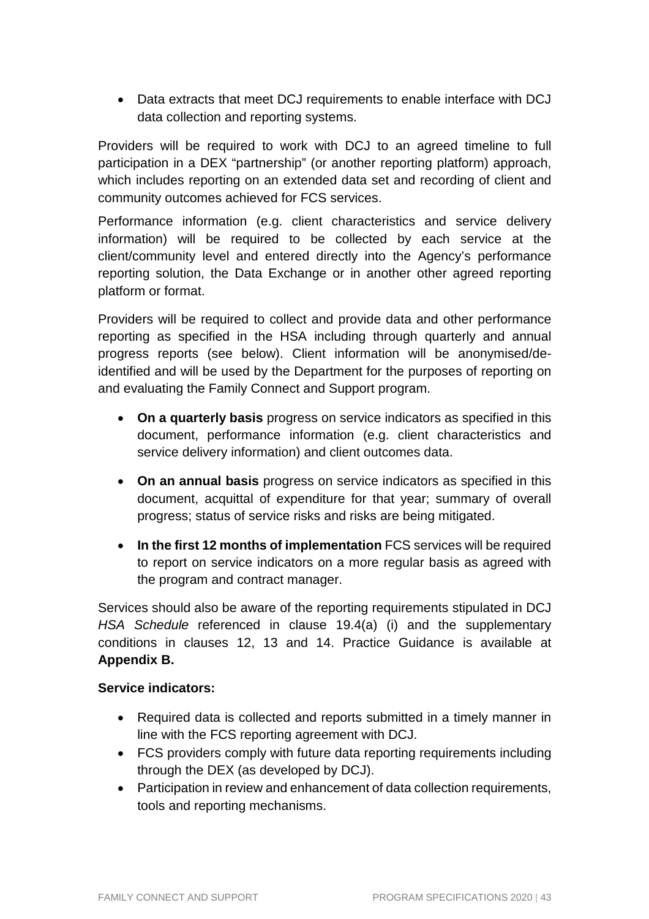- Data extracts that meet DCJ requirements to enable interface with DCJ data collection and reporting systems.

Providers will be required to work with DCJ to an agreed timeline to full participation in a DEX "partnership" (or another reporting platform) approach, which includes reporting on an extended data set and recording of client and community outcomes achieved for FCS services.

Performance information (e.g. client characteristics and service delivery information) will be required to be collected by each service at the client/community level and entered directly into the Agency's performance reporting solution, the Data Exchange or in another other agreed reporting platform or format.

Providers will be required to collect and provide data and other performance reporting as specified in the HSA including through quarterly and annual progress reports (see below). Client information will be anonymised/de-identified and will be used by the Department for the purposes of reporting on and evaluating the Family Connect and Support program.

- **On a quarterly basis** progress on service indicators as specified in this document, performance information (e.g. client characteristics and service delivery information) and client outcomes data.
- **On an annual basis** progress on service indicators as specified in this document, acquittal of expenditure for that year; summary of overall progress; status of service risks and risks are being mitigated.
- **In the first 12 months of implementation** FCS services will be required to report on service indicators on a more regular basis as agreed with the program and contract manager.

Services should also be aware of the reporting requirements stipulated in DCJ *HSA Schedule* referenced in clause 19.4(a) (i) and the supplementary conditions in clauses 12, 13 and 14. Practice Guidance is available at **Appendix B.**

**Service indicators:**

- Required data is collected and reports submitted in a timely manner in line with the FCS reporting agreement with DCJ.
- FCS providers comply with future data reporting requirements including through the DEX (as developed by DCJ).
- Participation in review and enhancement of data collection requirements, tools and reporting mechanisms.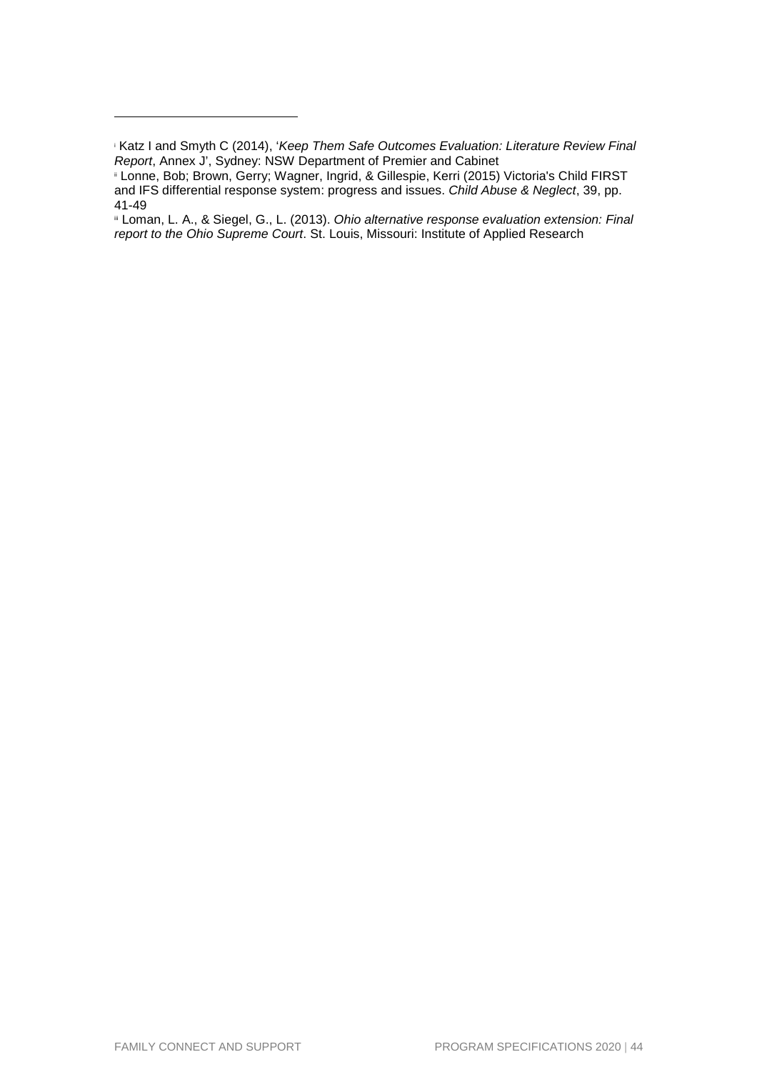[i] Katz I and Smyth C (2014), '*Keep Them Safe Outcomes Evaluation: Literature Review Final Report*, Annex J', Sydney: NSW Department of Premier and Cabinet

[ii] Lonne, Bob; Brown, Gerry; Wagner, Ingrid, & Gillespie, Kerri (2015) Victoria's Child FIRST and IFS differential response system: progress and issues. *Child Abuse & Neglect*, 39, pp. 41-49

[iii] Loman, L. A., & Siegel, G., L. (2013). *Ohio alternative response evaluation extension: Final report to the Ohio Supreme Court*. St. Louis, Missouri: Institute of Applied Research